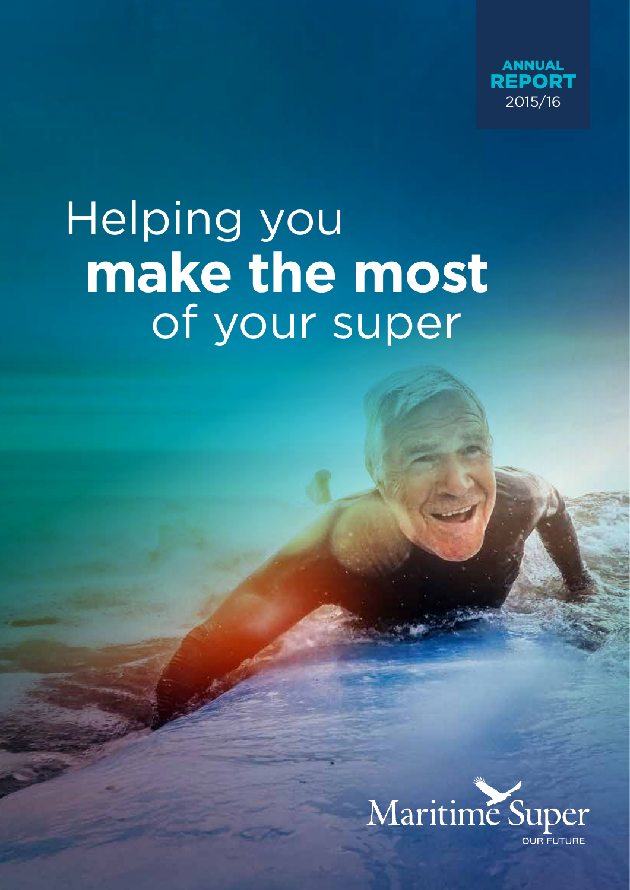**ANNUAL REPORT** 2015/16

# Helping you **make the most** of your super

Maritime Super

OUR FUTURE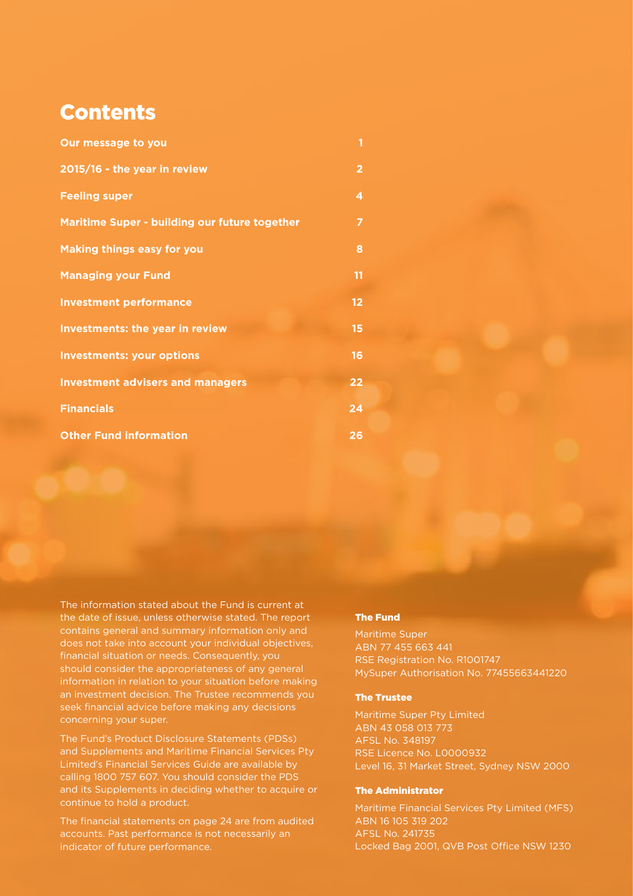# Contents

| | |
|---|---|
| **Our message to you** | **1** |
| **2015/16 - the year in review** | **2** |
| **Feeling super** | **4** |
| **Maritime Super - building our future together** | **7** |
| **Making things easy for you** | **8** |
| **Managing your Fund** | **11** |
| **Investment performance** | **12** |
| **Investments: the year in review** | **15** |
| **Investments: your options** | **16** |
| **Investment advisers and managers** | **22** |
| **Financials** | **24** |
| **Other Fund information** | **26** |

The information stated about the Fund is current at the date of issue, unless otherwise stated. The report contains general and summary information only and does not take into account your individual objectives, financial situation or needs. Consequently, you should consider the appropriateness of any general information in relation to your situation before making an investment decision. The Trustee recommends you seek financial advice before making any decisions concerning your super.

The Fund's Product Disclosure Statements (PDSs) and Supplements and Maritime Financial Services Pty Limited's Financial Services Guide are available by calling 1800 757 607. You should consider the PDS and its Supplements in deciding whether to acquire or continue to hold a product.

The financial statements on page 24 are from audited accounts. Past performance is not necessarily an indicator of future performance.

### The Fund

Maritime Super
ABN 77 455 663 441
RSE Registration No. R1001747
MySuper Authorisation No. 77455663441220

### The Trustee

Maritime Super Pty Limited
ABN 43 058 013 773
AFSL No. 348197
RSE Licence No. L0000932
Level 16, 31 Market Street, Sydney NSW 2000

### The Administrator

Maritime Financial Services Pty Limited (MFS)
ABN 16 105 319 202
AFSL No. 241735
Locked Bag 2001, QVB Post Office NSW 1230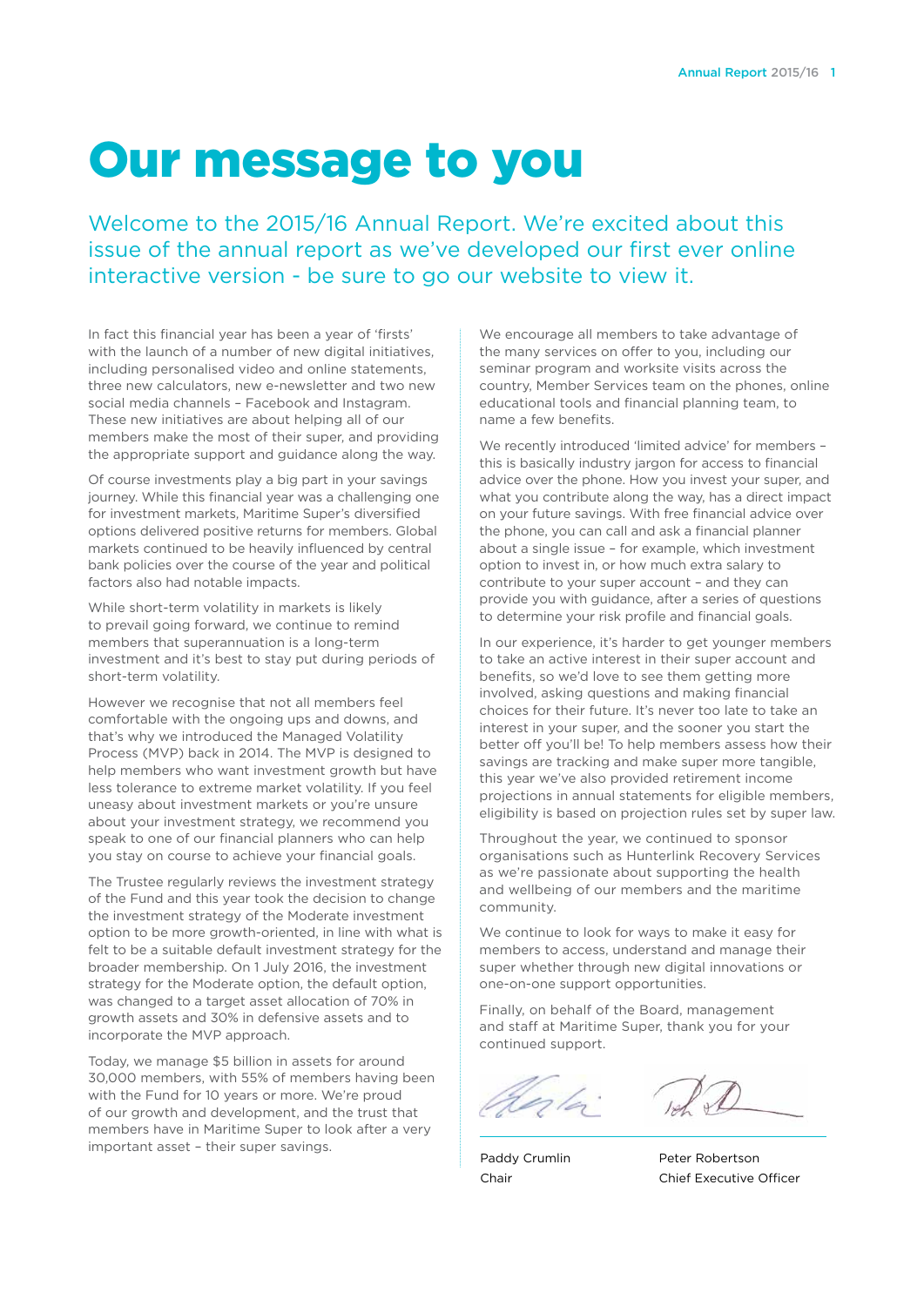# Our message to you

Welcome to the 2015/16 Annual Report. We're excited about this issue of the annual report as we've developed our first ever online interactive version - be sure to go our website to view it.

In fact this financial year has been a year of 'firsts' with the launch of a number of new digital initiatives, including personalised video and online statements, three new calculators, new e-newsletter and two new social media channels – Facebook and Instagram. These new initiatives are about helping all of our members make the most of their super, and providing the appropriate support and guidance along the way.

Of course investments play a big part in your savings journey. While this financial year was a challenging one for investment markets, Maritime Super's diversified options delivered positive returns for members. Global markets continued to be heavily influenced by central bank policies over the course of the year and political factors also had notable impacts.

While short-term volatility in markets is likely to prevail going forward, we continue to remind members that superannuation is a long-term investment and it's best to stay put during periods of short-term volatility.

However we recognise that not all members feel comfortable with the ongoing ups and downs, and that's why we introduced the Managed Volatility Process (MVP) back in 2014. The MVP is designed to help members who want investment growth but have less tolerance to extreme market volatility. If you feel uneasy about investment markets or you're unsure about your investment strategy, we recommend you speak to one of our financial planners who can help you stay on course to achieve your financial goals.

The Trustee regularly reviews the investment strategy of the Fund and this year took the decision to change the investment strategy of the Moderate investment option to be more growth-oriented, in line with what is felt to be a suitable default investment strategy for the broader membership. On 1 July 2016, the investment strategy for the Moderate option, the default option, was changed to a target asset allocation of 70% in growth assets and 30% in defensive assets and to incorporate the MVP approach.

Today, we manage $5 billion in assets for around 30,000 members, with 55% of members having been with the Fund for 10 years or more. We're proud of our growth and development, and the trust that members have in Maritime Super to look after a very important asset – their super savings.

We encourage all members to take advantage of the many services on offer to you, including our seminar program and worksite visits across the country, Member Services team on the phones, online educational tools and financial planning team, to name a few benefits.

We recently introduced 'limited advice' for members – this is basically industry jargon for access to financial advice over the phone. How you invest your super, and what you contribute along the way, has a direct impact on your future savings. With free financial advice over the phone, you can call and ask a financial planner about a single issue – for example, which investment option to invest in, or how much extra salary to contribute to your super account – and they can provide you with guidance, after a series of questions to determine your risk profile and financial goals.

In our experience, it's harder to get younger members to take an active interest in their super account and benefits, so we'd love to see them getting more involved, asking questions and making financial choices for their future. It's never too late to take an interest in your super, and the sooner you start the better off you'll be! To help members assess how their savings are tracking and make super more tangible, this year we've also provided retirement income projections in annual statements for eligible members, eligibility is based on projection rules set by super law.

Throughout the year, we continued to sponsor organisations such as Hunterlink Recovery Services as we're passionate about supporting the health and wellbeing of our members and the maritime community.

We continue to look for ways to make it easy for members to access, understand and manage their super whether through new digital innovations or one-on-one support opportunities.

Finally, on behalf of the Board, management and staff at Maritime Super, thank you for your continued support.

Paddy Crumlin
Chair

Peter Robertson
Chief Executive Officer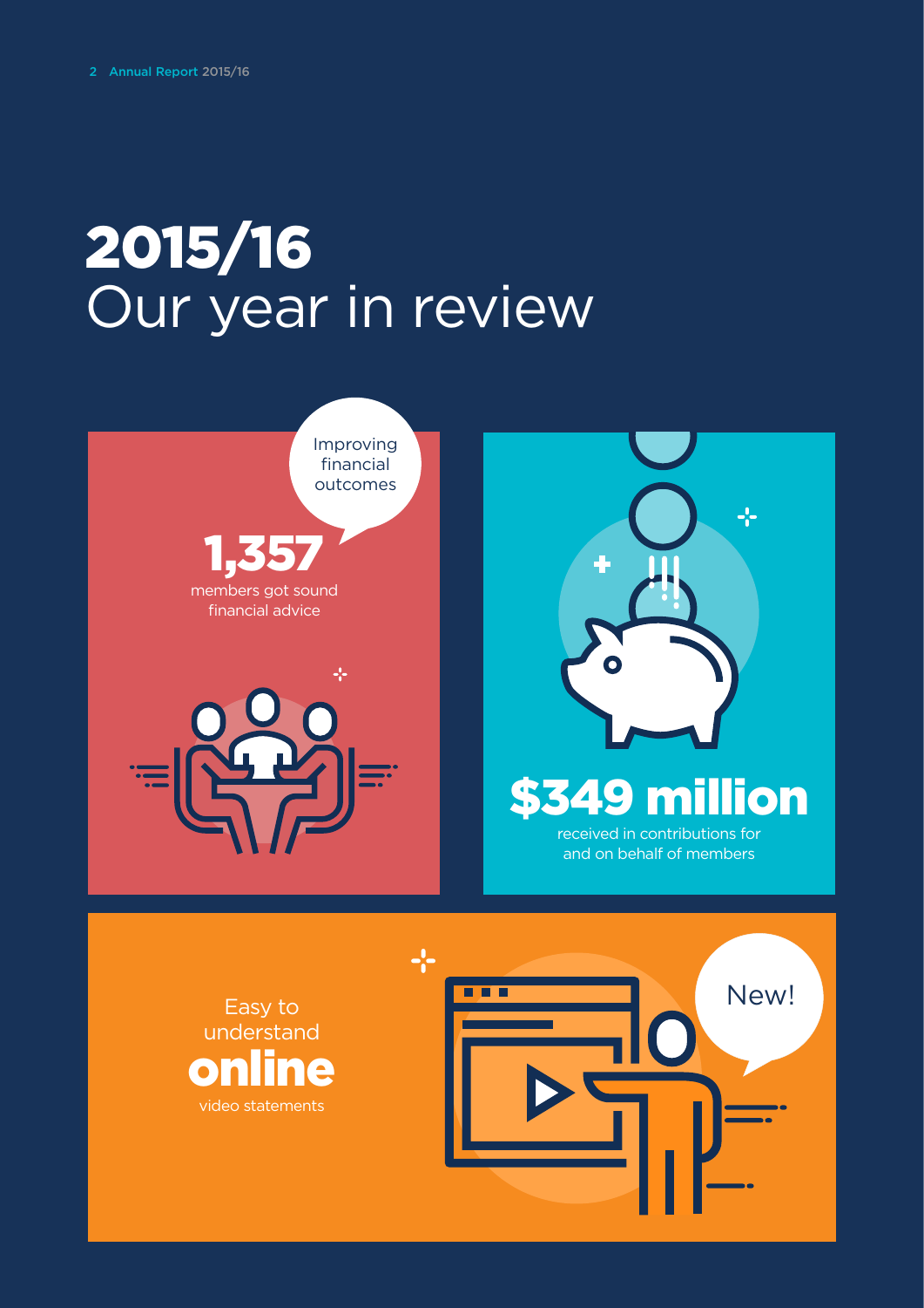# 2015/16
## Our year in review

Improving financial outcomes

**1,357**
members got sound financial advice

**$349 million**
received in contributions for and on behalf of members

Easy to understand **online** video statements

New!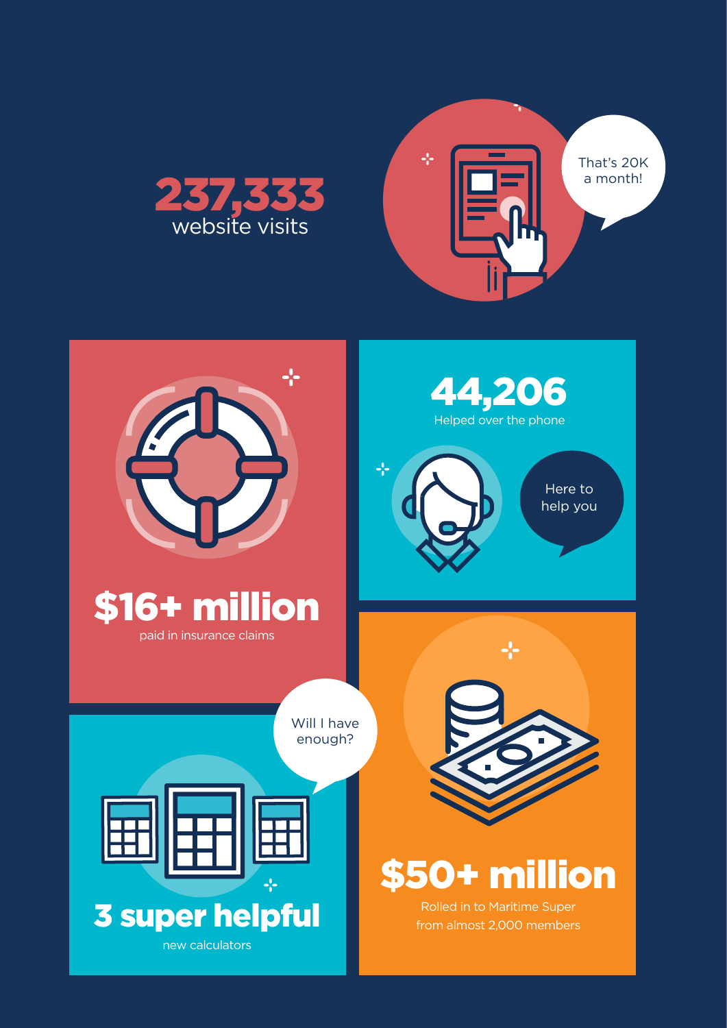**237,333**
website visits

That's 20K a month!

**$16+ million**
paid in insurance claims

**44,206**
Helped over the phone

Here to help you

Will I have enough?

**3 super helpful**
new calculators

**$50+ million**
Rolled in to Maritime Super from almost 2,000 members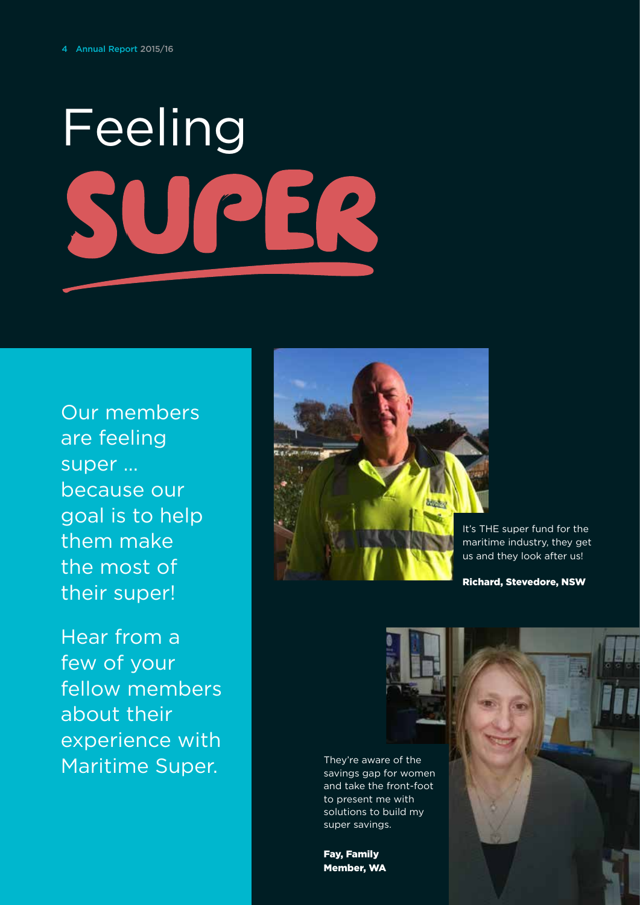# Feeling SUPER

Our members are feeling super ... because our goal is to help them make the most of their super!

Hear from a few of your fellow members about their experience with Maritime Super.

It's THE super fund for the maritime industry, they get us and they look after us!

**Richard, Stevedore, NSW**

They're aware of the savings gap for women and take the front-foot to present me with solutions to build my super savings.

**Fay, Family Member, WA**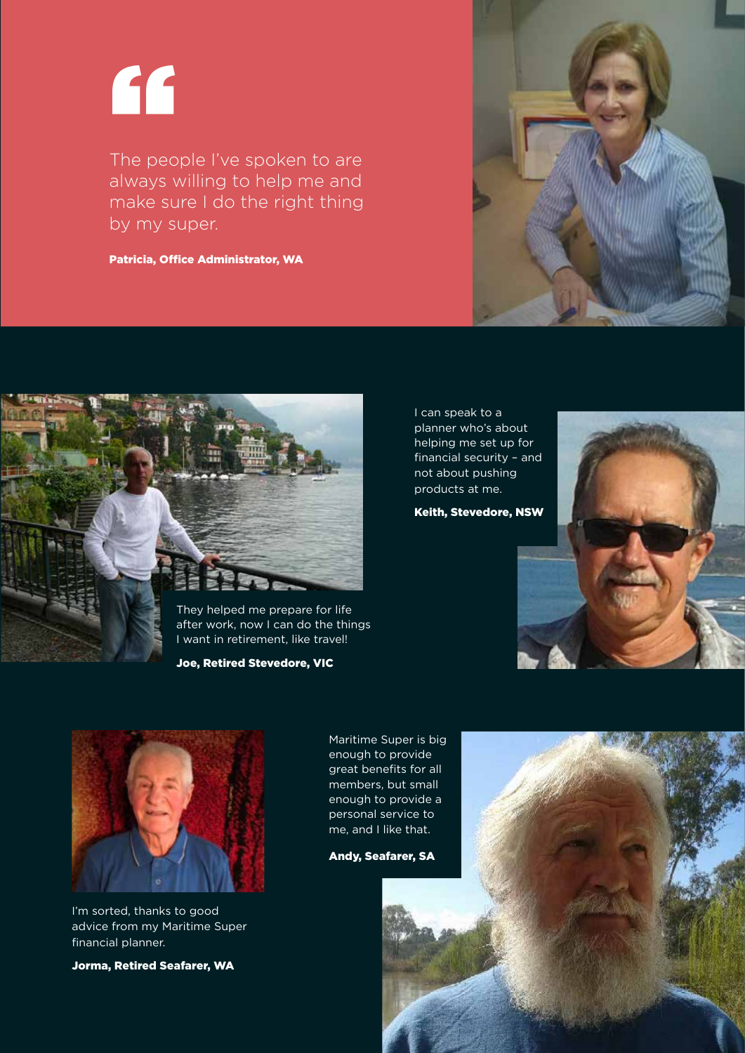> The people I've spoken to are always willing to help me and make sure I do the right thing by my super.

**Patricia, Office Administrator, WA**

They helped me prepare for life after work, now I can do the things I want in retirement, like travel!

**Joe, Retired Stevedore, VIC**

I can speak to a planner who's about helping me set up for financial security – and not about pushing products at me.

**Keith, Stevedore, NSW**

I'm sorted, thanks to good advice from my Maritime Super financial planner.

**Jorma, Retired Seafarer, WA**

Maritime Super is big enough to provide great benefits for all members, but small enough to provide a personal service to me, and I like that.

**Andy, Seafarer, SA**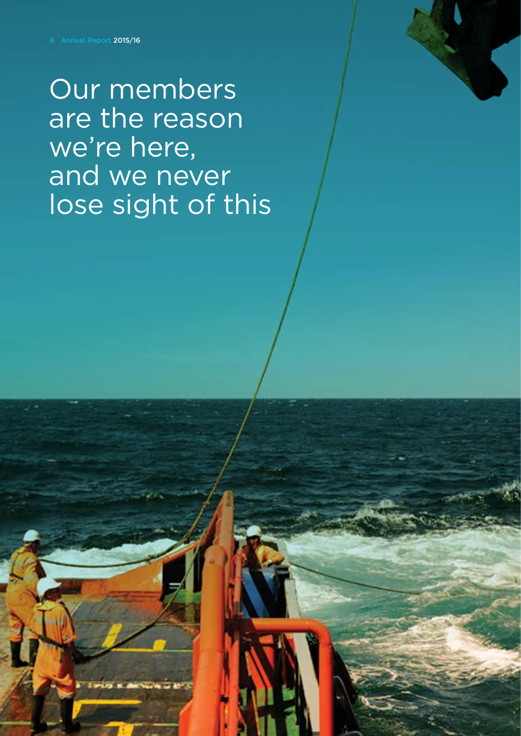# Our members are the reason we're here, and we never lose sight of this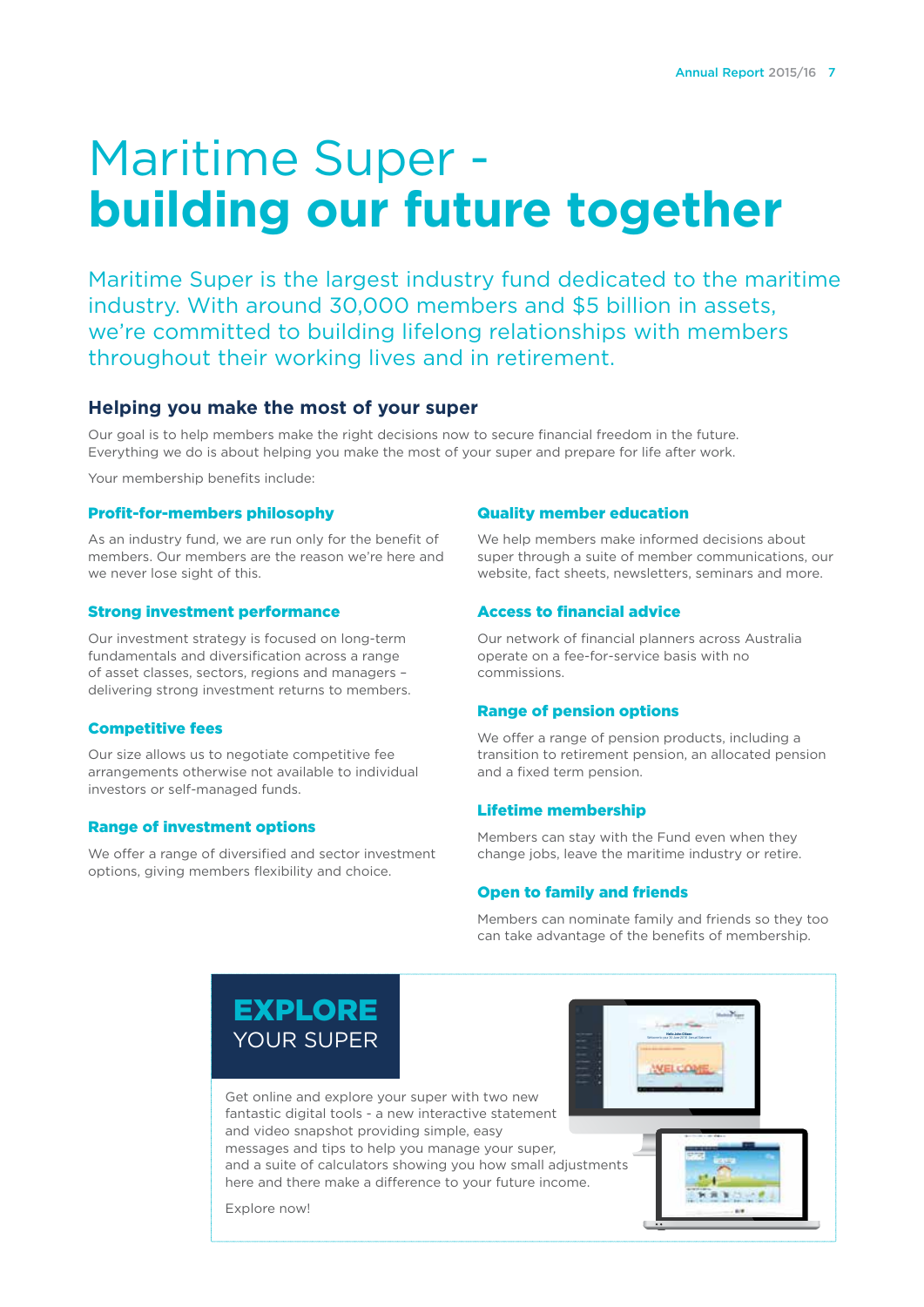# Maritime Super - **building our future together**

Maritime Super is the largest industry fund dedicated to the maritime industry. With around 30,000 members and $5 billion in assets, we're committed to building lifelong relationships with members throughout their working lives and in retirement.

## Helping you make the most of your super

Our goal is to help members make the right decisions now to secure financial freedom in the future. Everything we do is about helping you make the most of your super and prepare for life after work.

Your membership benefits include:

### Profit-for-members philosophy

As an industry fund, we are run only for the benefit of members. Our members are the reason we're here and we never lose sight of this.

### Strong investment performance

Our investment strategy is focused on long-term fundamentals and diversification across a range of asset classes, sectors, regions and managers – delivering strong investment returns to members.

### Competitive fees

Our size allows us to negotiate competitive fee arrangements otherwise not available to individual investors or self-managed funds.

### Range of investment options

We offer a range of diversified and sector investment options, giving members flexibility and choice.

### Quality member education

We help members make informed decisions about super through a suite of member communications, our website, fact sheets, newsletters, seminars and more.

### Access to financial advice

Our network of financial planners across Australia operate on a fee-for-service basis with no commissions.

### Range of pension options

We offer a range of pension products, including a transition to retirement pension, an allocated pension and a fixed term pension.

### Lifetime membership

Members can stay with the Fund even when they change jobs, leave the maritime industry or retire.

### Open to family and friends

Members can nominate family and friends so they too can take advantage of the benefits of membership.

## EXPLORE YOUR SUPER

Get online and explore your super with two new fantastic digital tools - a new interactive statement and video snapshot providing simple, easy messages and tips to help you manage your super, and a suite of calculators showing you how small adjustments here and there make a difference to your future income.

Explore now!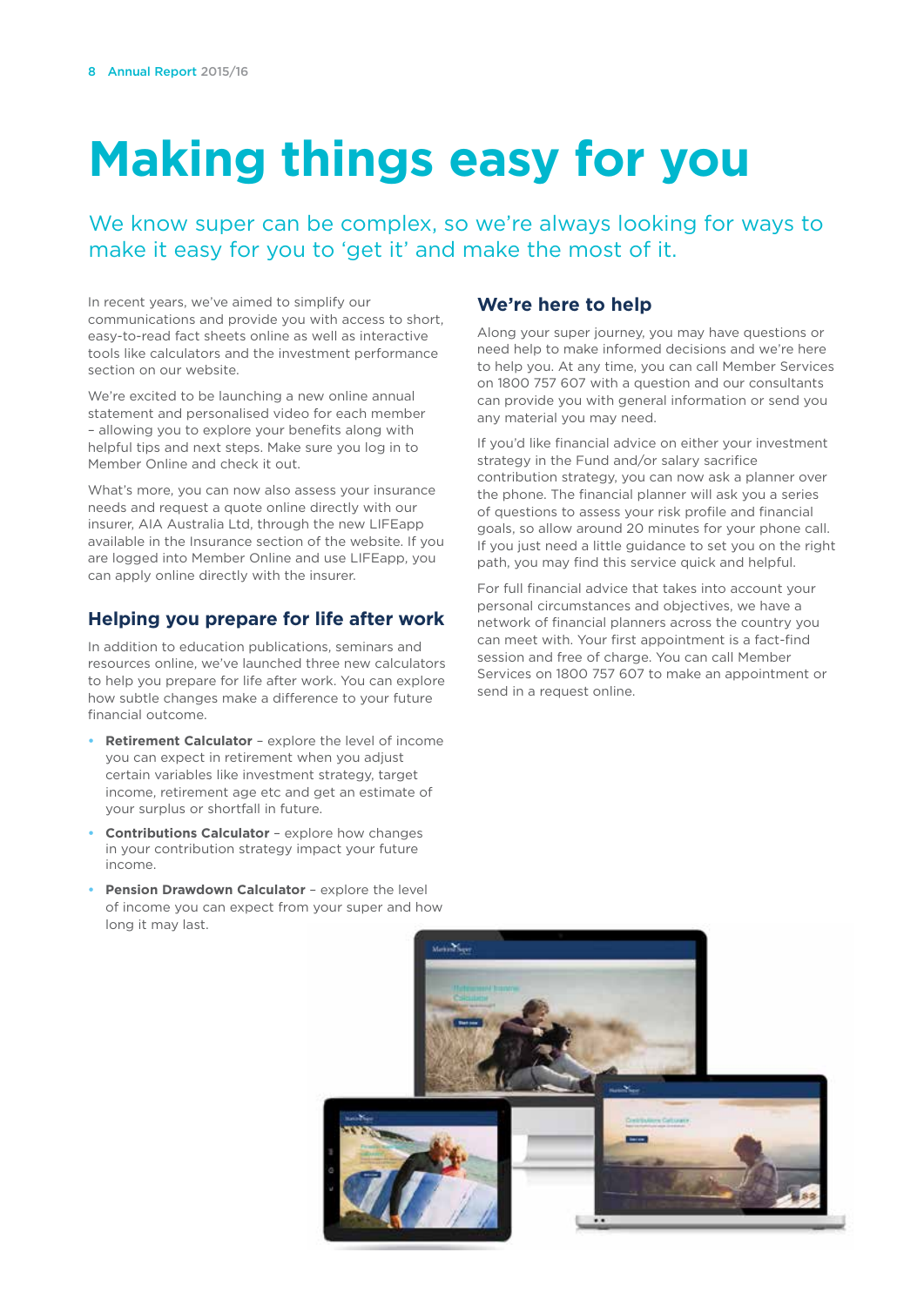# Making things easy for you

We know super can be complex, so we're always looking for ways to make it easy for you to 'get it' and make the most of it.

In recent years, we've aimed to simplify our communications and provide you with access to short, easy-to-read fact sheets online as well as interactive tools like calculators and the investment performance section on our website.

We're excited to be launching a new online annual statement and personalised video for each member – allowing you to explore your benefits along with helpful tips and next steps. Make sure you log in to Member Online and check it out.

What's more, you can now also assess your insurance needs and request a quote online directly with our insurer, AIA Australia Ltd, through the new LIFEapp available in the Insurance section of the website. If you are logged into Member Online and use LIFEapp, you can apply online directly with the insurer.

## Helping you prepare for life after work

In addition to education publications, seminars and resources online, we've launched three new calculators to help you prepare for life after work. You can explore how subtle changes make a difference to your future financial outcome.

- **Retirement Calculator** – explore the level of income you can expect in retirement when you adjust certain variables like investment strategy, target income, retirement age etc and get an estimate of your surplus or shortfall in future.
- **Contributions Calculator** – explore how changes in your contribution strategy impact your future income.
- **Pension Drawdown Calculator** – explore the level of income you can expect from your super and how long it may last.

## We're here to help

Along your super journey, you may have questions or need help to make informed decisions and we're here to help you. At any time, you can call Member Services on 1800 757 607 with a question and our consultants can provide you with general information or send you any material you may need.

If you'd like financial advice on either your investment strategy in the Fund and/or salary sacrifice contribution strategy, you can now ask a planner over the phone. The financial planner will ask you a series of questions to assess your risk profile and financial goals, so allow around 20 minutes for your phone call. If you just need a little guidance to set you on the right path, you may find this service quick and helpful.

For full financial advice that takes into account your personal circumstances and objectives, we have a network of financial planners across the country you can meet with. Your first appointment is a fact-find session and free of charge. You can call Member Services on 1800 757 607 to make an appointment or send in a request online.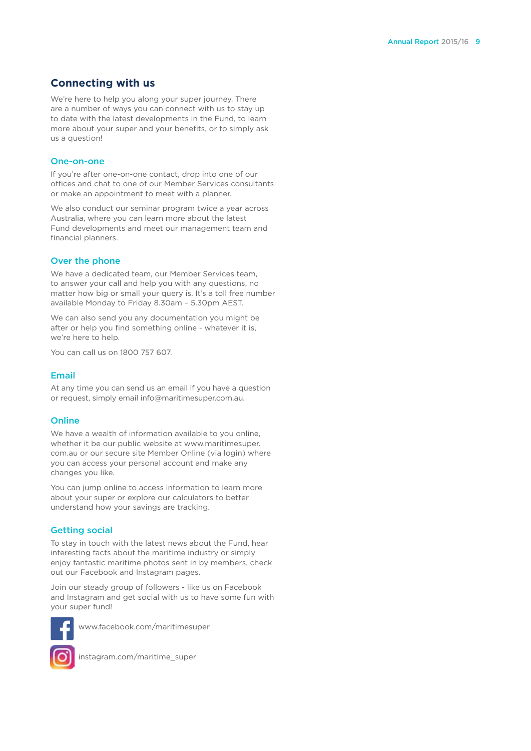## Connecting with us

We're here to help you along your super journey. There are a number of ways you can connect with us to stay up to date with the latest developments in the Fund, to learn more about your super and your benefits, or to simply ask us a question!

### One-on-one

If you're after one-on-one contact, drop into one of our offices and chat to one of our Member Services consultants or make an appointment to meet with a planner.

We also conduct our seminar program twice a year across Australia, where you can learn more about the latest Fund developments and meet our management team and financial planners.

### Over the phone

We have a dedicated team, our Member Services team, to answer your call and help you with any questions, no matter how big or small your query is. It's a toll free number available Monday to Friday 8.30am – 5.30pm AEST.

We can also send you any documentation you might be after or help you find something online - whatever it is, we're here to help.

You can call us on 1800 757 607.

### Email

At any time you can send us an email if you have a question or request, simply email info@maritimesuper.com.au.

### Online

We have a wealth of information available to you online, whether it be our public website at www.maritimesuper.com.au or our secure site Member Online (via login) where you can access your personal account and make any changes you like.

You can jump online to access information to learn more about your super or explore our calculators to better understand how your savings are tracking.

### Getting social

To stay in touch with the latest news about the Fund, hear interesting facts about the maritime industry or simply enjoy fantastic maritime photos sent in by members, check out our Facebook and Instagram pages.

Join our steady group of followers - like us on Facebook and Instagram and get social with us to have some fun with your super fund!

www.facebook.com/maritimesuper

instagram.com/maritime_super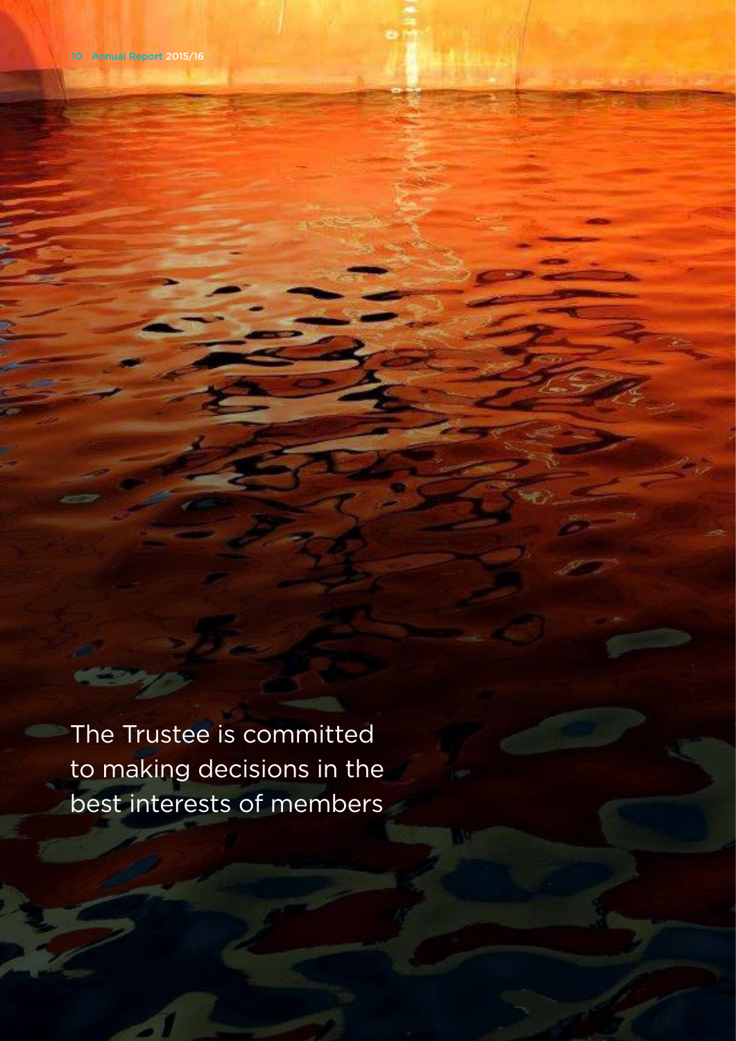The Trustee is committed to making decisions in the best interests of members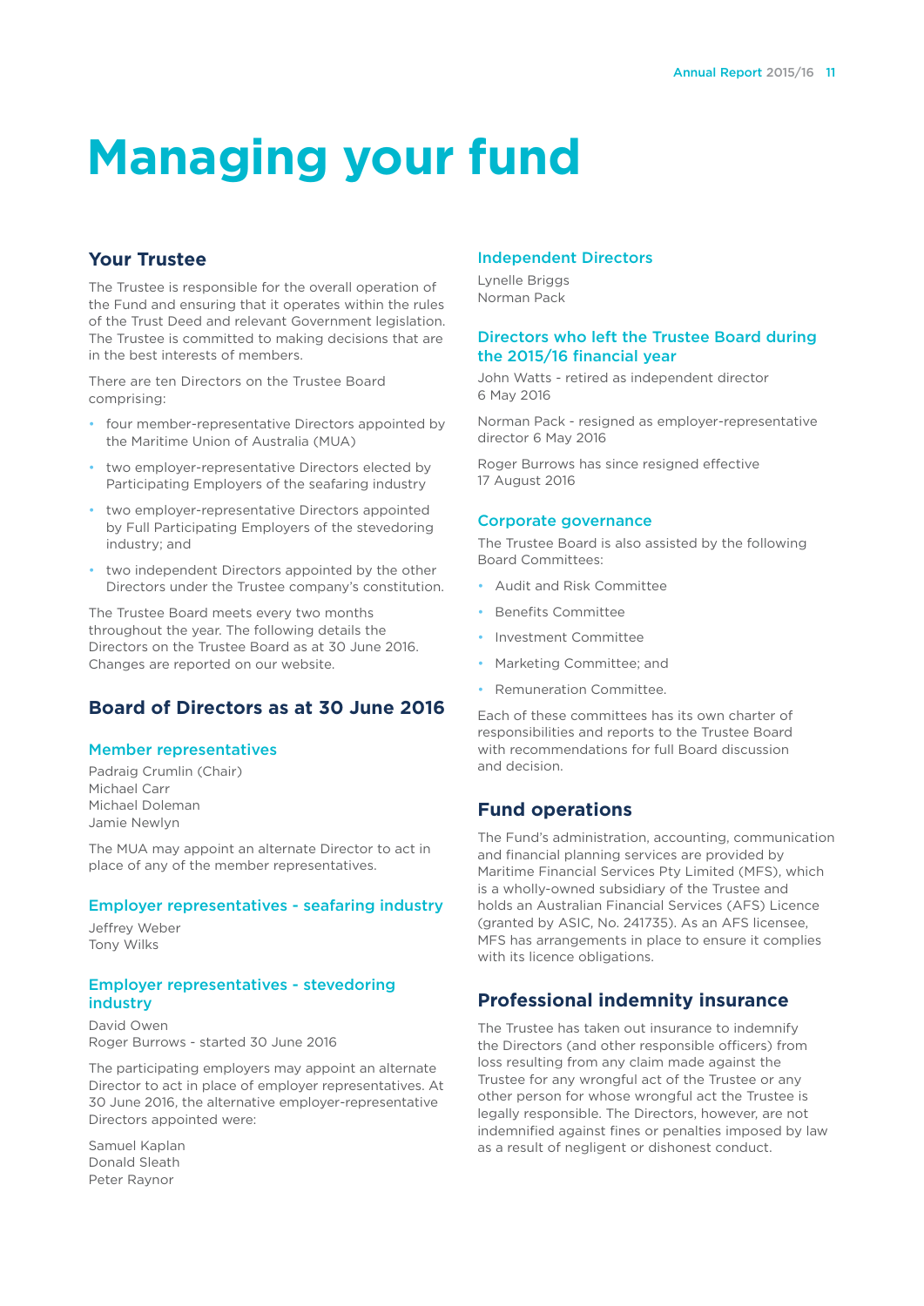# Managing your fund

## Your Trustee

The Trustee is responsible for the overall operation of the Fund and ensuring that it operates within the rules of the Trust Deed and relevant Government legislation. The Trustee is committed to making decisions that are in the best interests of members.

There are ten Directors on the Trustee Board comprising:

- four member-representative Directors appointed by the Maritime Union of Australia (MUA)
- two employer-representative Directors elected by Participating Employers of the seafaring industry
- two employer-representative Directors appointed by Full Participating Employers of the stevedoring industry; and
- two independent Directors appointed by the other Directors under the Trustee company's constitution.

The Trustee Board meets every two months throughout the year. The following details the Directors on the Trustee Board as at 30 June 2016. Changes are reported on our website.

## Board of Directors as at 30 June 2016

### Member representatives

Padraig Crumlin (Chair)
Michael Carr
Michael Doleman
Jamie Newlyn

The MUA may appoint an alternate Director to act in place of any of the member representatives.

### Employer representatives - seafaring industry

Jeffrey Weber
Tony Wilks

### Employer representatives - stevedoring industry

David Owen
Roger Burrows - started 30 June 2016

The participating employers may appoint an alternate Director to act in place of employer representatives. At 30 June 2016, the alternative employer-representative Directors appointed were:

Samuel Kaplan
Donald Sleath
Peter Raynor

### Independent Directors

Lynelle Briggs
Norman Pack

### Directors who left the Trustee Board during the 2015/16 financial year

John Watts - retired as independent director 6 May 2016

Norman Pack - resigned as employer-representative director 6 May 2016

Roger Burrows has since resigned effective 17 August 2016

### Corporate governance

The Trustee Board is also assisted by the following Board Committees:

- Audit and Risk Committee
- Benefits Committee
- Investment Committee
- Marketing Committee; and
- Remuneration Committee.

Each of these committees has its own charter of responsibilities and reports to the Trustee Board with recommendations for full Board discussion and decision.

## Fund operations

The Fund's administration, accounting, communication and financial planning services are provided by Maritime Financial Services Pty Limited (MFS), which is a wholly-owned subsidiary of the Trustee and holds an Australian Financial Services (AFS) Licence (granted by ASIC, No. 241735). As an AFS licensee, MFS has arrangements in place to ensure it complies with its licence obligations.

## Professional indemnity insurance

The Trustee has taken out insurance to indemnify the Directors (and other responsible officers) from loss resulting from any claim made against the Trustee for any wrongful act of the Trustee or any other person for whose wrongful act the Trustee is legally responsible. The Directors, however, are not indemnified against fines or penalties imposed by law as a result of negligent or dishonest conduct.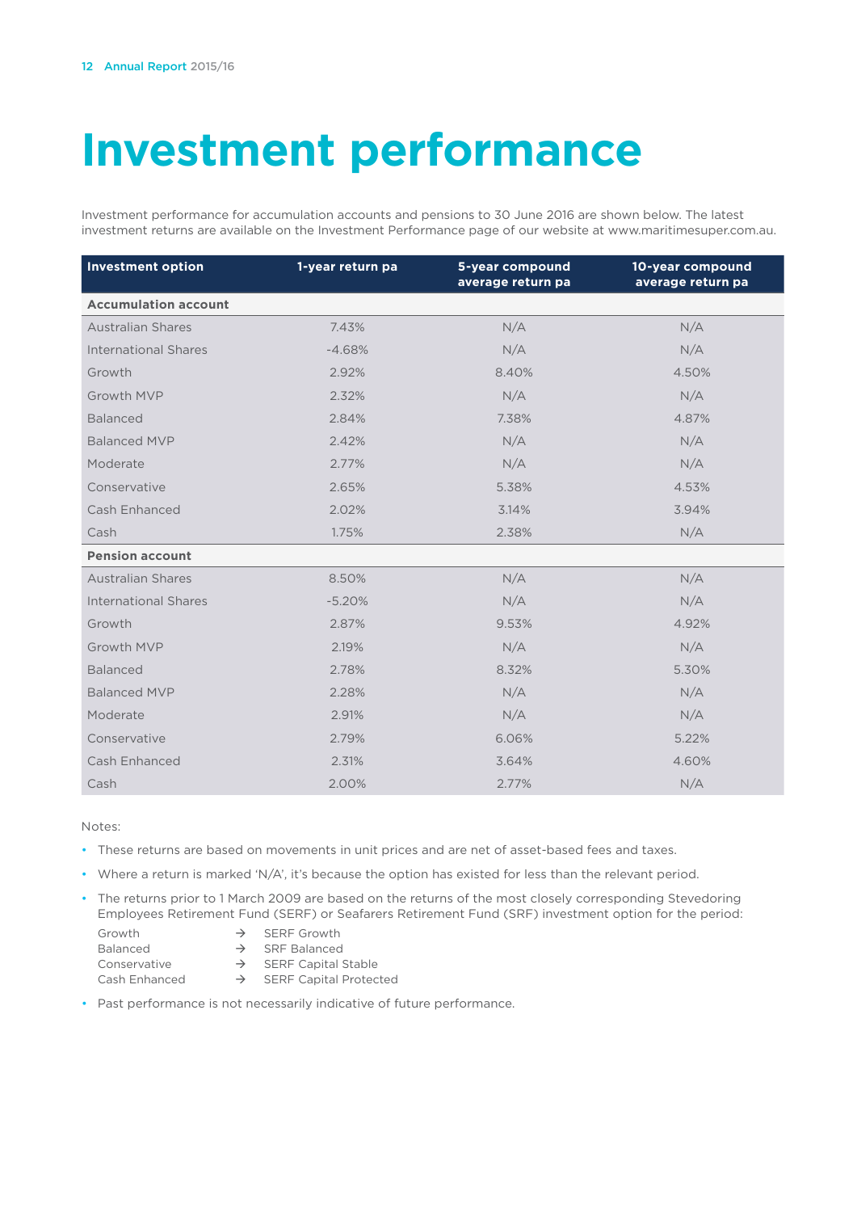# Investment performance

Investment performance for accumulation accounts and pensions to 30 June 2016 are shown below. The latest investment returns are available on the Investment Performance page of our website at www.maritimesuper.com.au.

| Investment option | 1-year return pa | 5-year compound average return pa | 10-year compound average return pa |
|---|---|---|---|
| **Accumulation account** | | | |
| Australian Shares | 7.43% | N/A | N/A |
| International Shares | -4.68% | N/A | N/A |
| Growth | 2.92% | 8.40% | 4.50% |
| Growth MVP | 2.32% | N/A | N/A |
| Balanced | 2.84% | 7.38% | 4.87% |
| Balanced MVP | 2.42% | N/A | N/A |
| Moderate | 2.77% | N/A | N/A |
| Conservative | 2.65% | 5.38% | 4.53% |
| Cash Enhanced | 2.02% | 3.14% | 3.94% |
| Cash | 1.75% | 2.38% | N/A |
| **Pension account** | | | |
| Australian Shares | 8.50% | N/A | N/A |
| International Shares | -5.20% | N/A | N/A |
| Growth | 2.87% | 9.53% | 4.92% |
| Growth MVP | 2.19% | N/A | N/A |
| Balanced | 2.78% | 8.32% | 5.30% |
| Balanced MVP | 2.28% | N/A | N/A |
| Moderate | 2.91% | N/A | N/A |
| Conservative | 2.79% | 6.06% | 5.22% |
| Cash Enhanced | 2.31% | 3.64% | 4.60% |
| Cash | 2.00% | 2.77% | N/A |

Notes:

- These returns are based on movements in unit prices and are net of asset-based fees and taxes.
- Where a return is marked 'N/A', it's because the option has existed for less than the relevant period.
- The returns prior to 1 March 2009 are based on the returns of the most closely corresponding Stevedoring Employees Retirement Fund (SERF) or Seafarers Retirement Fund (SRF) investment option for the period:
  - Growth → SERF Growth
  - Balanced → SRF Balanced
  - Conservative → SERF Capital Stable
  - Cash Enhanced → SERF Capital Protected
- Past performance is not necessarily indicative of future performance.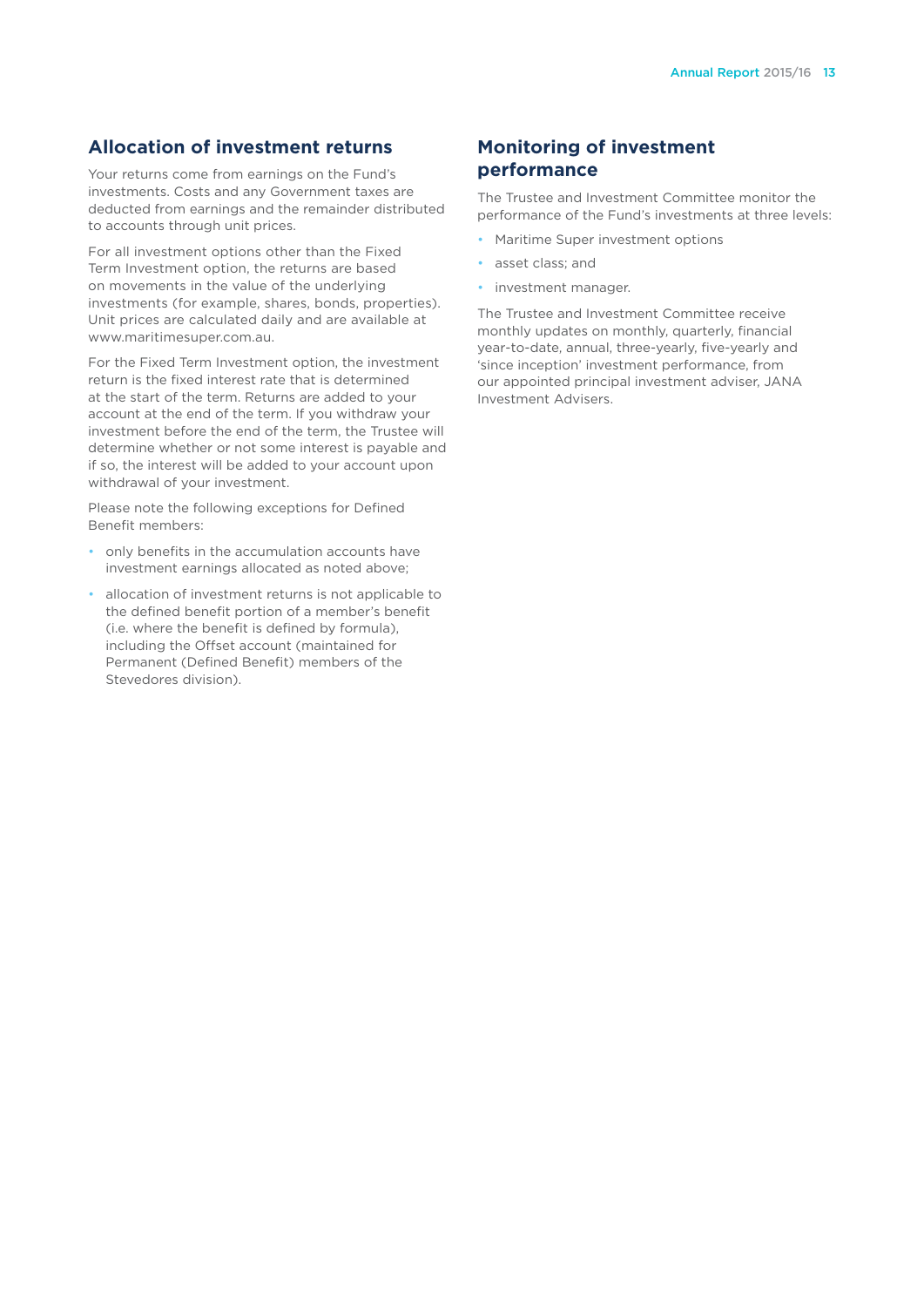## Allocation of investment returns

Your returns come from earnings on the Fund's investments. Costs and any Government taxes are deducted from earnings and the remainder distributed to accounts through unit prices.

For all investment options other than the Fixed Term Investment option, the returns are based on movements in the value of the underlying investments (for example, shares, bonds, properties). Unit prices are calculated daily and are available at www.maritimesuper.com.au.

For the Fixed Term Investment option, the investment return is the fixed interest rate that is determined at the start of the term. Returns are added to your account at the end of the term. If you withdraw your investment before the end of the term, the Trustee will determine whether or not some interest is payable and if so, the interest will be added to your account upon withdrawal of your investment.

Please note the following exceptions for Defined Benefit members:

- only benefits in the accumulation accounts have investment earnings allocated as noted above;
- allocation of investment returns is not applicable to the defined benefit portion of a member's benefit (i.e. where the benefit is defined by formula), including the Offset account (maintained for Permanent (Defined Benefit) members of the Stevedores division).

## Monitoring of investment performance

The Trustee and Investment Committee monitor the performance of the Fund's investments at three levels:

- Maritime Super investment options
- asset class; and
- investment manager.

The Trustee and Investment Committee receive monthly updates on monthly, quarterly, financial year-to-date, annual, three-yearly, five-yearly and 'since inception' investment performance, from our appointed principal investment adviser, JANA Investment Advisers.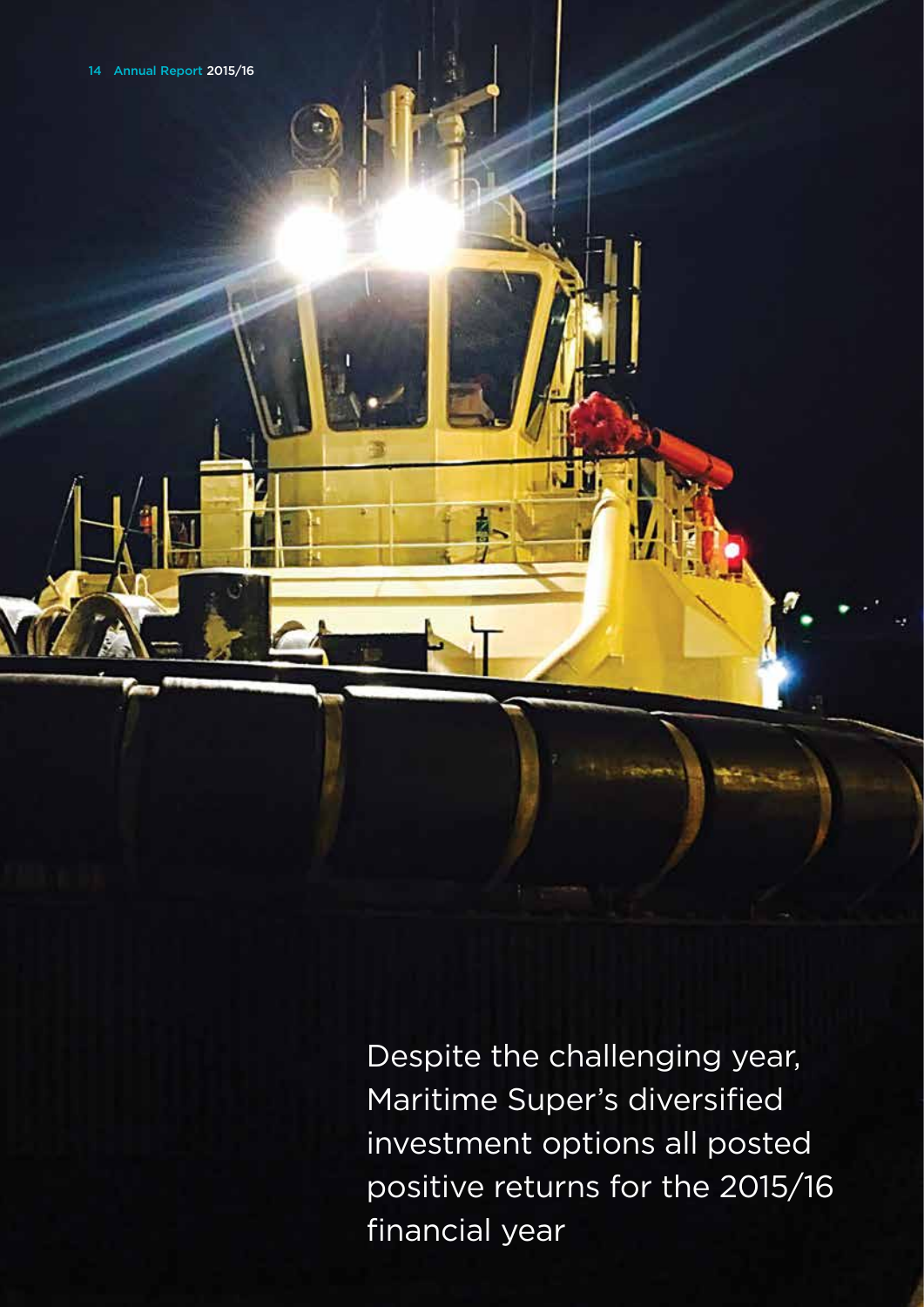Despite the challenging year, Maritime Super's diversified investment options all posted positive returns for the 2015/16 financial year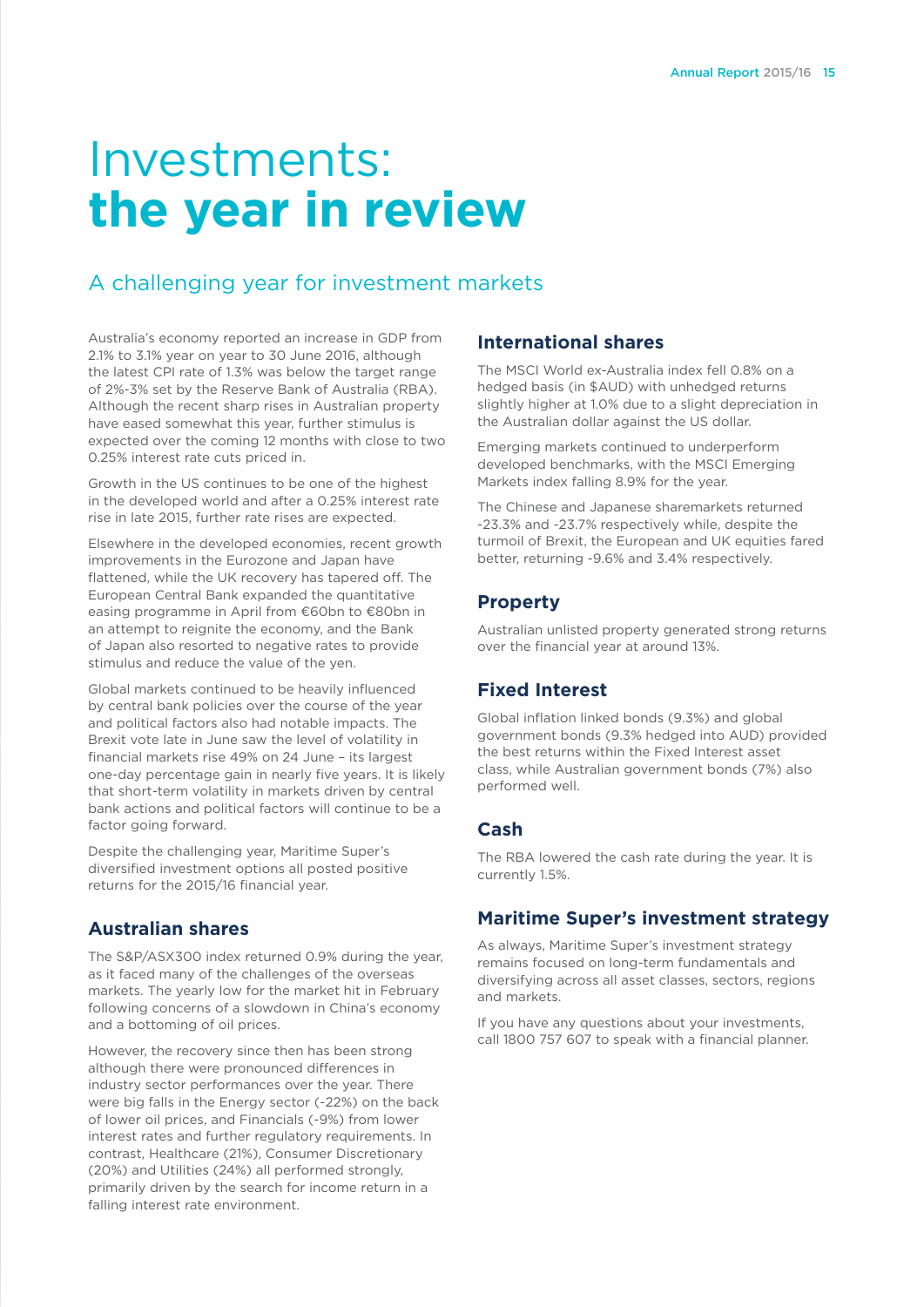# Investments: **the year in review**

## A challenging year for investment markets

Australia's economy reported an increase in GDP from 2.1% to 3.1% year on year to 30 June 2016, although the latest CPI rate of 1.3% was below the target range of 2%-3% set by the Reserve Bank of Australia (RBA). Although the recent sharp rises in Australian property have eased somewhat this year, further stimulus is expected over the coming 12 months with close to two 0.25% interest rate cuts priced in.

Growth in the US continues to be one of the highest in the developed world and after a 0.25% interest rate rise in late 2015, further rate rises are expected.

Elsewhere in the developed economies, recent growth improvements in the Eurozone and Japan have flattened, while the UK recovery has tapered off. The European Central Bank expanded the quantitative easing programme in April from €60bn to €80bn in an attempt to reignite the economy, and the Bank of Japan also resorted to negative rates to provide stimulus and reduce the value of the yen.

Global markets continued to be heavily influenced by central bank policies over the course of the year and political factors also had notable impacts. The Brexit vote late in June saw the level of volatility in financial markets rise 49% on 24 June – its largest one-day percentage gain in nearly five years. It is likely that short-term volatility in markets driven by central bank actions and political factors will continue to be a factor going forward.

Despite the challenging year, Maritime Super's diversified investment options all posted positive returns for the 2015/16 financial year.

### Australian shares

The S&P/ASX300 index returned 0.9% during the year, as it faced many of the challenges of the overseas markets. The yearly low for the market hit in February following concerns of a slowdown in China's economy and a bottoming of oil prices.

However, the recovery since then has been strong although there were pronounced differences in industry sector performances over the year. There were big falls in the Energy sector (-22%) on the back of lower oil prices, and Financials (-9%) from lower interest rates and further regulatory requirements. In contrast, Healthcare (21%), Consumer Discretionary (20%) and Utilities (24%) all performed strongly, primarily driven by the search for income return in a falling interest rate environment.

### International shares

The MSCI World ex-Australia index fell 0.8% on a hedged basis (in $AUD) with unhedged returns slightly higher at 1.0% due to a slight depreciation in the Australian dollar against the US dollar.

Emerging markets continued to underperform developed benchmarks, with the MSCI Emerging Markets index falling 8.9% for the year.

The Chinese and Japanese sharemarkets returned -23.3% and -23.7% respectively while, despite the turmoil of Brexit, the European and UK equities fared better, returning -9.6% and 3.4% respectively.

### Property

Australian unlisted property generated strong returns over the financial year at around 13%.

### Fixed Interest

Global inflation linked bonds (9.3%) and global government bonds (9.3% hedged into AUD) provided the best returns within the Fixed Interest asset class, while Australian government bonds (7%) also performed well.

### Cash

The RBA lowered the cash rate during the year. It is currently 1.5%.

### Maritime Super's investment strategy

As always, Maritime Super's investment strategy remains focused on long-term fundamentals and diversifying across all asset classes, sectors, regions and markets.

If you have any questions about your investments, call 1800 757 607 to speak with a financial planner.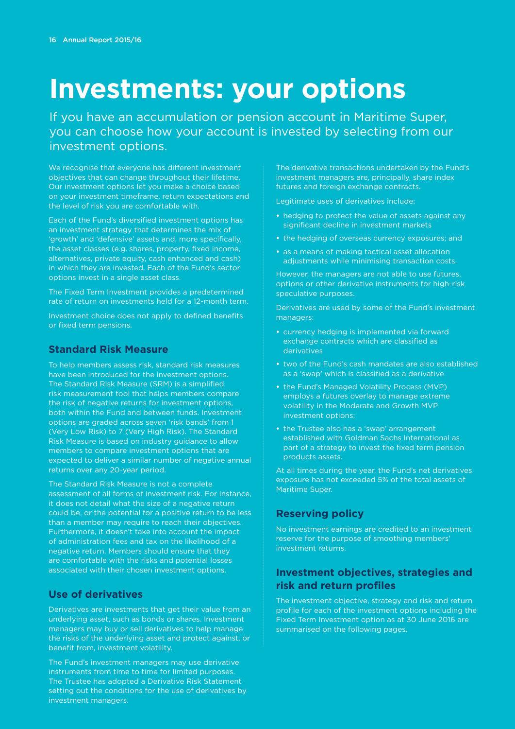# Investments: your options

If you have an accumulation or pension account in Maritime Super, you can choose how your account is invested by selecting from our investment options.

We recognise that everyone has different investment objectives that can change throughout their lifetime. Our investment options let you make a choice based on your investment timeframe, return expectations and the level of risk you are comfortable with.

Each of the Fund's diversified investment options has an investment strategy that determines the mix of 'growth' and 'defensive' assets and, more specifically, the asset classes (e.g. shares, property, fixed income, alternatives, private equity, cash enhanced and cash) in which they are invested. Each of the Fund's sector options invest in a single asset class.

The Fixed Term Investment provides a predetermined rate of return on investments held for a 12-month term.

Investment choice does not apply to defined benefits or fixed term pensions.

## Standard Risk Measure

To help members assess risk, standard risk measures have been introduced for the investment options. The Standard Risk Measure (SRM) is a simplified risk measurement tool that helps members compare the risk of negative returns for investment options, both within the Fund and between funds. Investment options are graded across seven 'risk bands' from 1 (Very Low Risk) to 7 (Very High Risk). The Standard Risk Measure is based on industry guidance to allow members to compare investment options that are expected to deliver a similar number of negative annual returns over any 20-year period.

The Standard Risk Measure is not a complete assessment of all forms of investment risk. For instance, it does not detail what the size of a negative return could be, or the potential for a positive return to be less than a member may require to reach their objectives. Furthermore, it doesn't take into account the impact of administration fees and tax on the likelihood of a negative return. Members should ensure that they are comfortable with the risks and potential losses associated with their chosen investment options.

## Use of derivatives

Derivatives are investments that get their value from an underlying asset, such as bonds or shares. Investment managers may buy or sell derivatives to help manage the risks of the underlying asset and protect against, or benefit from, investment volatility.

The Fund's investment managers may use derivative instruments from time to time for limited purposes. The Trustee has adopted a Derivative Risk Statement setting out the conditions for the use of derivatives by investment managers.

The derivative transactions undertaken by the Fund's investment managers are, principally, share index futures and foreign exchange contracts.

Legitimate uses of derivatives include:

- hedging to protect the value of assets against any significant decline in investment markets
- the hedging of overseas currency exposures; and
- as a means of making tactical asset allocation adjustments while minimising transaction costs.

However, the managers are not able to use futures, options or other derivative instruments for high-risk speculative purposes.

Derivatives are used by some of the Fund's investment managers:

- currency hedging is implemented via forward exchange contracts which are classified as derivatives
- two of the Fund's cash mandates are also established as a 'swap' which is classified as a derivative
- the Fund's Managed Volatility Process (MVP) employs a futures overlay to manage extreme volatility in the Moderate and Growth MVP investment options;
- the Trustee also has a 'swap' arrangement established with Goldman Sachs International as part of a strategy to invest the fixed term pension products assets.

At all times during the year, the Fund's net derivatives exposure has not exceeded 5% of the total assets of Maritime Super.

## Reserving policy

No investment earnings are credited to an investment reserve for the purpose of smoothing members' investment returns.

## Investment objectives, strategies and risk and return profiles

The investment objective, strategy and risk and return profile for each of the investment options including the Fixed Term Investment option as at 30 June 2016 are summarised on the following pages.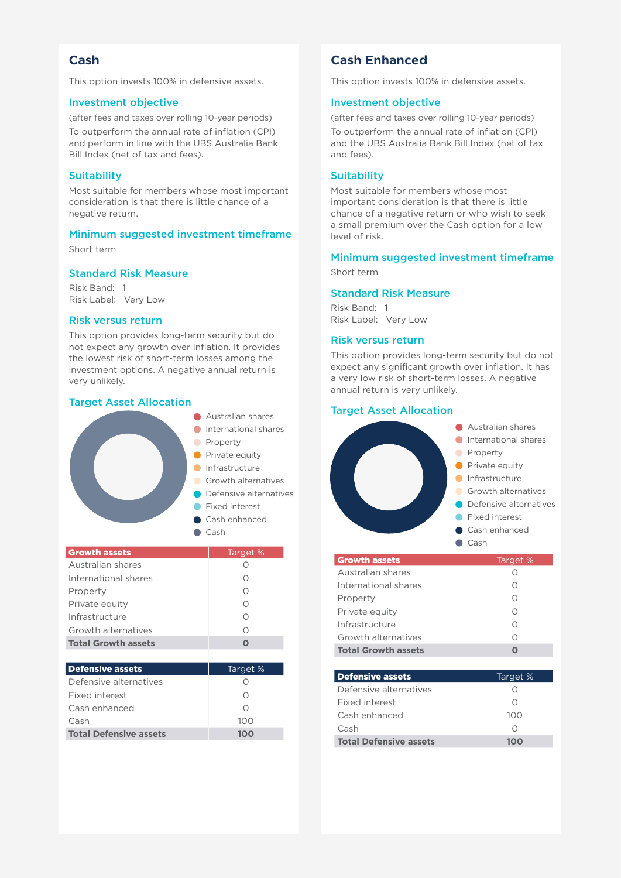## Cash

This option invests 100% in defensive assets.

### Investment objective

(after fees and taxes over rolling 10-year periods)

To outperform the annual rate of inflation (CPI) and perform in line with the UBS Australia Bank Bill Index (net of tax and fees).

### Suitability

Most suitable for members whose most important consideration is that there is little chance of a negative return.

### Minimum suggested investment timeframe

Short term

### Standard Risk Measure

Risk Band: 1
Risk Label: Very Low

### Risk versus return

This option provides long-term security but do not expect any growth over inflation. It provides the lowest risk of short-term losses among the investment options. A negative annual return is very unlikely.

### Target Asset Allocation

- Australian shares
- International shares
- Property
- Private equity
- Infrastructure
- Growth alternatives
- Defensive alternatives
- Fixed interest
- Cash enhanced
- Cash

| Growth assets | Target % |
|---|---|
| Australian shares | 0 |
| International shares | 0 |
| Property | 0 |
| Private equity | 0 |
| Infrastructure | 0 |
| Growth alternatives | 0 |
| **Total Growth assets** | **0** |

| Defensive assets | Target % |
|---|---|
| Defensive alternatives | 0 |
| Fixed interest | 0 |
| Cash enhanced | 0 |
| Cash | 100 |
| **Total Defensive assets** | **100** |

## Cash Enhanced

This option invests 100% in defensive assets.

### Investment objective

(after fees and taxes over rolling 10-year periods)

To outperform the annual rate of inflation (CPI) and the UBS Australia Bank Bill Index (net of tax and fees).

### Suitability

Most suitable for members whose most important consideration is that there is little chance of a negative return or who wish to seek a small premium over the Cash option for a low level of risk.

### Minimum suggested investment timeframe

Short term

### Standard Risk Measure

Risk Band: 1
Risk Label: Very Low

### Risk versus return

This option provides long-term security but do not expect any significant growth over inflation. It has a very low risk of short-term losses. A negative annual return is very unlikely.

### Target Asset Allocation

- Australian shares
- International shares
- Property
- Private equity
- Infrastructure
- Growth alternatives
- Defensive alternatives
- Fixed interest
- Cash enhanced
- Cash

| Growth assets | Target % |
|---|---|
| Australian shares | 0 |
| International shares | 0 |
| Property | 0 |
| Private equity | 0 |
| Infrastructure | 0 |
| Growth alternatives | 0 |
| **Total Growth assets** | **0** |

| Defensive assets | Target % |
|---|---|
| Defensive alternatives | 0 |
| Fixed interest | 0 |
| Cash enhanced | 100 |
| Cash | 0 |
| **Total Defensive assets** | **100** |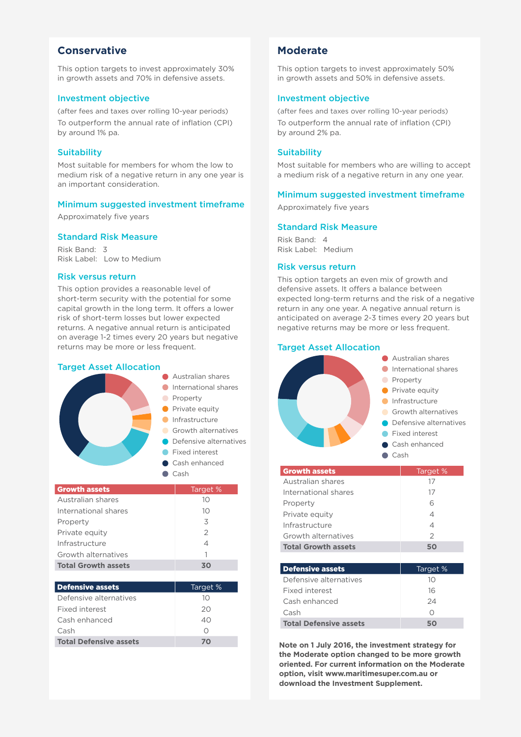## Conservative

This option targets to invest approximately 30% in growth assets and 70% in defensive assets.

### Investment objective

(after fees and taxes over rolling 10-year periods)

To outperform the annual rate of inflation (CPI) by around 1% pa.

### Suitability

Most suitable for members for whom the low to medium risk of a negative return in any one year is an important consideration.

### Minimum suggested investment timeframe

Approximately five years

### Standard Risk Measure

Risk Band: 3
Risk Label: Low to Medium

### Risk versus return

This option provides a reasonable level of short-term security with the potential for some capital growth in the long term. It offers a lower risk of short-term losses but lower expected returns. A negative annual return is anticipated on average 1-2 times every 20 years but negative returns may be more or less frequent.

### Target Asset Allocation

- Australian shares
- International shares
- Property
- Private equity
- Infrastructure
- Growth alternatives
- Defensive alternatives
- Fixed interest
- Cash enhanced
- Cash

| Growth assets | Target % |
|---|---|
| Australian shares | 10 |
| International shares | 10 |
| Property | 3 |
| Private equity | 2 |
| Infrastructure | 4 |
| Growth alternatives | 1 |
| **Total Growth assets** | **30** |

| Defensive assets | Target % |
|---|---|
| Defensive alternatives | 10 |
| Fixed interest | 20 |
| Cash enhanced | 40 |
| Cash | 0 |
| **Total Defensive assets** | **70** |

## Moderate

This option targets to invest approximately 50% in growth assets and 50% in defensive assets.

### Investment objective

(after fees and taxes over rolling 10-year periods)

To outperform the annual rate of inflation (CPI) by around 2% pa.

### Suitability

Most suitable for members who are willing to accept a medium risk of a negative return in any one year.

### Minimum suggested investment timeframe

Approximately five years

### Standard Risk Measure

Risk Band: 4
Risk Label: Medium

### Risk versus return

This option targets an even mix of growth and defensive assets. It offers a balance between expected long-term returns and the risk of a negative return in any one year. A negative annual return is anticipated on average 2-3 times every 20 years but negative returns may be more or less frequent.

### Target Asset Allocation

- Australian shares
- International shares
- Property
- Private equity
- Infrastructure
- Growth alternatives
- Defensive alternatives
- Fixed interest
- Cash enhanced
- Cash

| Growth assets | Target % |
|---|---|
| Australian shares | 17 |
| International shares | 17 |
| Property | 6 |
| Private equity | 4 |
| Infrastructure | 4 |
| Growth alternatives | 2 |
| **Total Growth assets** | **50** |

| Defensive assets | Target % |
|---|---|
| Defensive alternatives | 10 |
| Fixed interest | 16 |
| Cash enhanced | 24 |
| Cash | 0 |
| **Total Defensive assets** | **50** |

**Note on 1 July 2016, the investment strategy for the Moderate option changed to be more growth oriented. For current information on the Moderate option, visit www.maritimesuper.com.au or download the Investment Supplement.**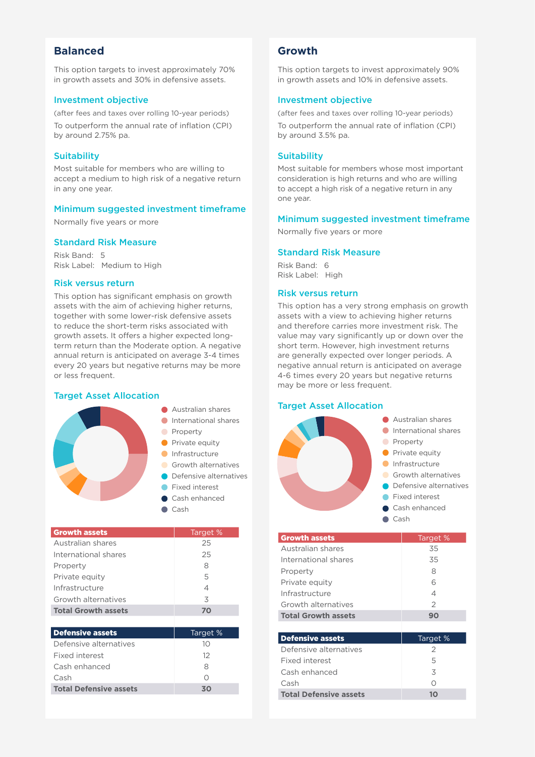## Balanced

This option targets to invest approximately 70% in growth assets and 30% in defensive assets.

### Investment objective

(after fees and taxes over rolling 10-year periods)

To outperform the annual rate of inflation (CPI) by around 2.75% pa.

### Suitability

Most suitable for members who are willing to accept a medium to high risk of a negative return in any one year.

### Minimum suggested investment timeframe

Normally five years or more

### Standard Risk Measure

Risk Band: 5
Risk Label: Medium to High

### Risk versus return

This option has significant emphasis on growth assets with the aim of achieving higher returns, together with some lower-risk defensive assets to reduce the short-term risks associated with growth assets. It offers a higher expected long-term return than the Moderate option. A negative annual return is anticipated on average 3-4 times every 20 years but negative returns may be more or less frequent.

### Target Asset Allocation

- Australian shares
- International shares
- Property
- Private equity
- Infrastructure
- Growth alternatives
- Defensive alternatives
- Fixed interest
- Cash enhanced
- Cash

| Growth assets | Target % |
|---|---|
| Australian shares | 25 |
| International shares | 25 |
| Property | 8 |
| Private equity | 5 |
| Infrastructure | 4 |
| Growth alternatives | 3 |
| **Total Growth assets** | **70** |

| Defensive assets | Target % |
|---|---|
| Defensive alternatives | 10 |
| Fixed interest | 12 |
| Cash enhanced | 8 |
| Cash | 0 |
| **Total Defensive assets** | **30** |

## Growth

This option targets to invest approximately 90% in growth assets and 10% in defensive assets.

### Investment objective

(after fees and taxes over rolling 10-year periods)

To outperform the annual rate of inflation (CPI) by around 3.5% pa.

### Suitability

Most suitable for members whose most important consideration is high returns and who are willing to accept a high risk of a negative return in any one year.

### Minimum suggested investment timeframe

Normally five years or more

### Standard Risk Measure

Risk Band: 6
Risk Label: High

### Risk versus return

This option has a very strong emphasis on growth assets with a view to achieving higher returns and therefore carries more investment risk. The value may vary significantly up or down over the short term. However, high investment returns are generally expected over longer periods. A negative annual return is anticipated on average 4-6 times every 20 years but negative returns may be more or less frequent.

### Target Asset Allocation

- Australian shares
- International shares
- Property
- Private equity
- Infrastructure
- Growth alternatives
- Defensive alternatives
- Fixed interest
- Cash enhanced
- Cash

| Growth assets | Target % |
|---|---|
| Australian shares | 35 |
| International shares | 35 |
| Property | 8 |
| Private equity | 6 |
| Infrastructure | 4 |
| Growth alternatives | 2 |
| **Total Growth assets** | **90** |

| Defensive assets | Target % |
|---|---|
| Defensive alternatives | 2 |
| Fixed interest | 5 |
| Cash enhanced | 3 |
| Cash | 0 |
| **Total Defensive assets** | **10** |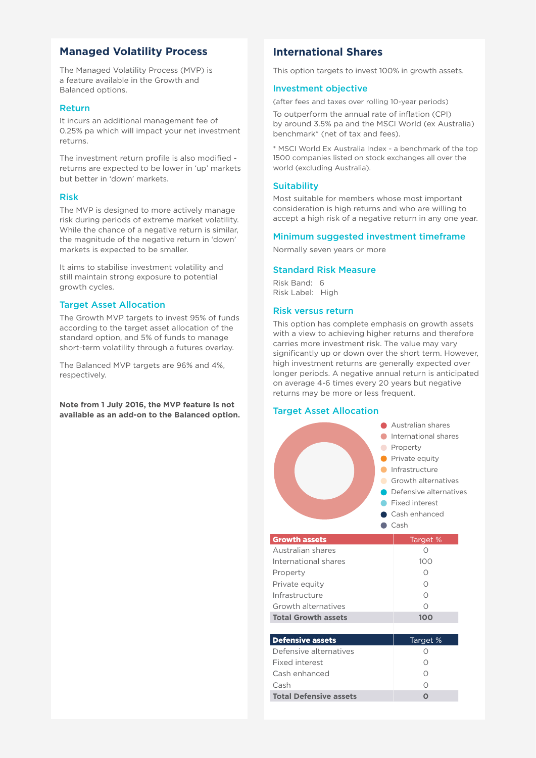## Managed Volatility Process

The Managed Volatility Process (MVP) is a feature available in the Growth and Balanced options.

### Return

It incurs an additional management fee of 0.25% pa which will impact your net investment returns.

The investment return profile is also modified - returns are expected to be lower in 'up' markets but better in 'down' markets.

### Risk

The MVP is designed to more actively manage risk during periods of extreme market volatility. While the chance of a negative return is similar, the magnitude of the negative return in 'down' markets is expected to be smaller.

It aims to stabilise investment volatility and still maintain strong exposure to potential growth cycles.

### Target Asset Allocation

The Growth MVP targets to invest 95% of funds according to the target asset allocation of the standard option, and 5% of funds to manage short-term volatility through a futures overlay.

The Balanced MVP targets are 96% and 4%, respectively.

**Note from 1 July 2016, the MVP feature is not available as an add-on to the Balanced option.**

## International Shares

This option targets to invest 100% in growth assets.

### Investment objective

(after fees and taxes over rolling 10-year periods)

To outperform the annual rate of inflation (CPI) by around 3.5% pa and the MSCI World (ex Australia) benchmark* (net of tax and fees).

* MSCI World Ex Australia Index - a benchmark of the top 1500 companies listed on stock exchanges all over the world (excluding Australia).

### Suitability

Most suitable for members whose most important consideration is high returns and who are willing to accept a high risk of a negative return in any one year.

### Minimum suggested investment timeframe

Normally seven years or more

### Standard Risk Measure

Risk Band: 6
Risk Label: High

### Risk versus return

This option has complete emphasis on growth assets with a view to achieving higher returns and therefore carries more investment risk. The value may vary significantly up or down over the short term. However, high investment returns are generally expected over longer periods. A negative annual return is anticipated on average 4-6 times every 20 years but negative returns may be more or less frequent.

### Target Asset Allocation

- Australian shares
- International shares
- Property
- Private equity
- Infrastructure
- Growth alternatives
- Defensive alternatives
- Fixed interest
- Cash enhanced
- Cash

| Growth assets | Target % |
|---|---|
| Australian shares | 0 |
| International shares | 100 |
| Property | 0 |
| Private equity | 0 |
| Infrastructure | 0 |
| Growth alternatives | 0 |
| **Total Growth assets** | **100** |

| Defensive assets | Target % |
|---|---|
| Defensive alternatives | 0 |
| Fixed interest | 0 |
| Cash enhanced | 0 |
| Cash | 0 |
| **Total Defensive assets** | **0** |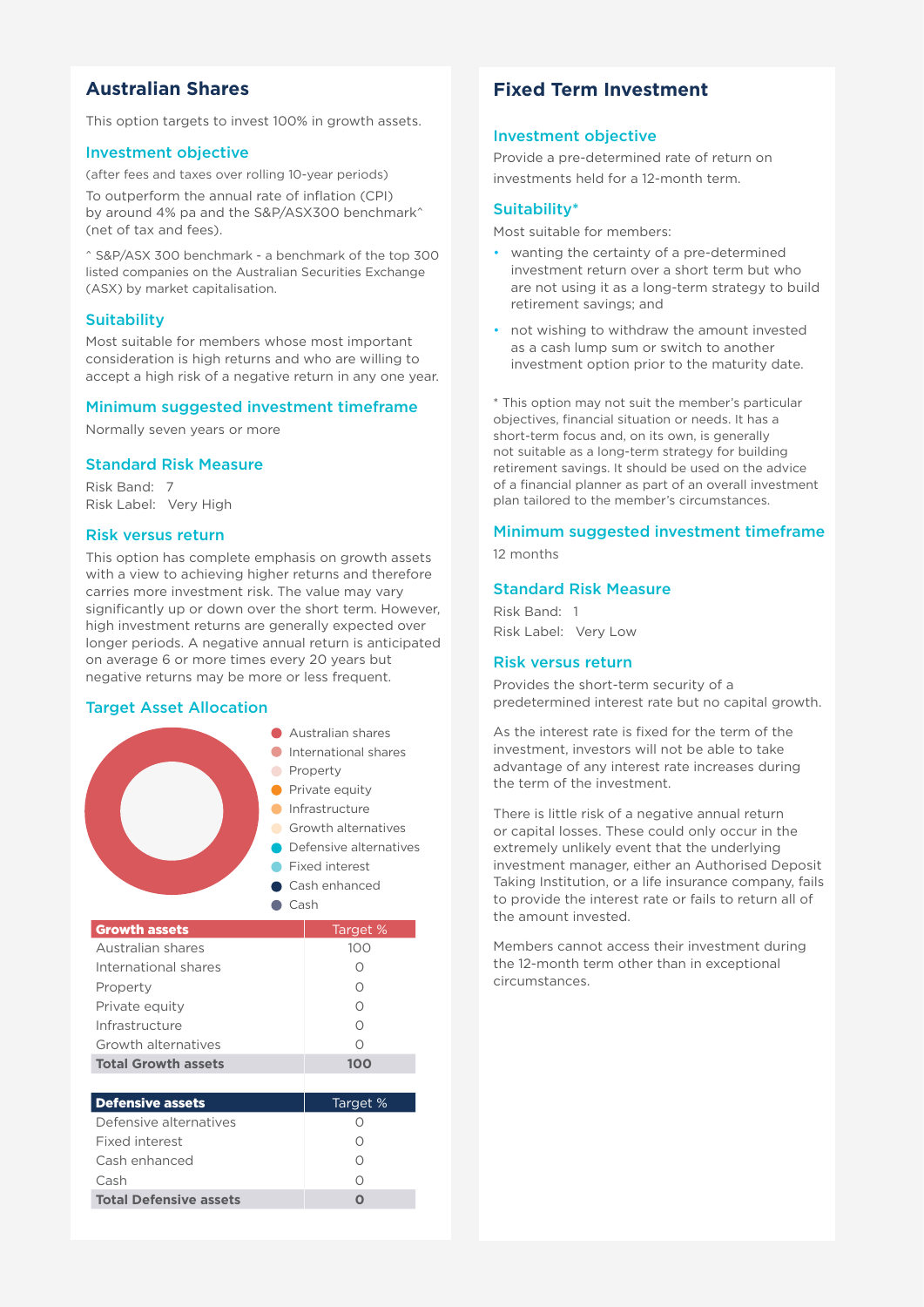## Australian Shares

This option targets to invest 100% in growth assets.

### Investment objective

(after fees and taxes over rolling 10-year periods)

To outperform the annual rate of inflation (CPI) by around 4% pa and the S&P/ASX300 benchmark^ (net of tax and fees).

^ S&P/ASX 300 benchmark - a benchmark of the top 300 listed companies on the Australian Securities Exchange (ASX) by market capitalisation.

### Suitability

Most suitable for members whose most important consideration is high returns and who are willing to accept a high risk of a negative return in any one year.

### Minimum suggested investment timeframe

Normally seven years or more

### Standard Risk Measure

Risk Band: 7
Risk Label: Very High

### Risk versus return

This option has complete emphasis on growth assets with a view to achieving higher returns and therefore carries more investment risk. The value may vary significantly up or down over the short term. However, high investment returns are generally expected over longer periods. A negative annual return is anticipated on average 6 or more times every 20 years but negative returns may be more or less frequent.

### Target Asset Allocation

- Australian shares
- International shares
- Property
- Private equity
- Infrastructure
- Growth alternatives
- Defensive alternatives
- Fixed interest
- Cash enhanced
- Cash

| Growth assets | Target % |
|---|---|
| Australian shares | 100 |
| International shares | 0 |
| Property | 0 |
| Private equity | 0 |
| Infrastructure | 0 |
| Growth alternatives | 0 |
| **Total Growth assets** | **100** |

| Defensive assets | Target % |
|---|---|
| Defensive alternatives | 0 |
| Fixed interest | 0 |
| Cash enhanced | 0 |
| Cash | 0 |
| **Total Defensive assets** | **0** |

## Fixed Term Investment

### Investment objective

Provide a pre-determined rate of return on investments held for a 12-month term.

### Suitability*

Most suitable for members:

- wanting the certainty of a pre-determined investment return over a short term but who are not using it as a long-term strategy to build retirement savings; and
- not wishing to withdraw the amount invested as a cash lump sum or switch to another investment option prior to the maturity date.

* This option may not suit the member's particular objectives, financial situation or needs. It has a short-term focus and, on its own, is generally not suitable as a long-term strategy for building retirement savings. It should be used on the advice of a financial planner as part of an overall investment plan tailored to the member's circumstances.

### Minimum suggested investment timeframe

12 months

### Standard Risk Measure

Risk Band: 1
Risk Label: Very Low

### Risk versus return

Provides the short-term security of a predetermined interest rate but no capital growth.

As the interest rate is fixed for the term of the investment, investors will not be able to take advantage of any interest rate increases during the term of the investment.

There is little risk of a negative annual return or capital losses. These could only occur in the extremely unlikely event that the underlying investment manager, either an Authorised Deposit Taking Institution, or a life insurance company, fails to provide the interest rate or fails to return all of the amount invested.

Members cannot access their investment during the 12-month term other than in exceptional circumstances.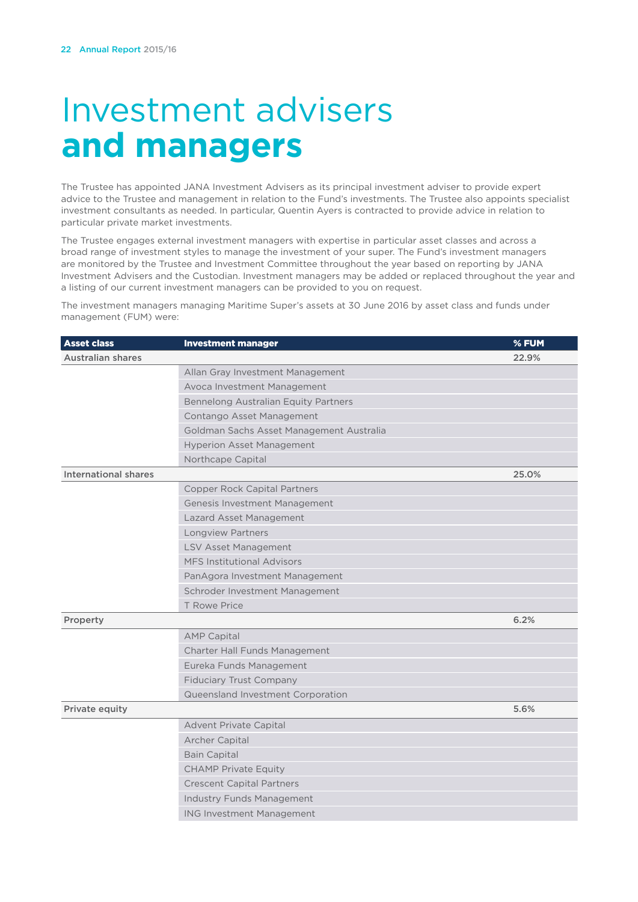# Investment advisers **and managers**

The Trustee has appointed JANA Investment Advisers as its principal investment adviser to provide expert advice to the Trustee and management in relation to the Fund's investments. The Trustee also appoints specialist investment consultants as needed. In particular, Quentin Ayers is contracted to provide advice in relation to particular private market investments.

The Trustee engages external investment managers with expertise in particular asset classes and across a broad range of investment styles to manage the investment of your super. The Fund's investment managers are monitored by the Trustee and Investment Committee throughout the year based on reporting by JANA Investment Advisers and the Custodian. Investment managers may be added or replaced throughout the year and a listing of our current investment managers can be provided to you on request.

The investment managers managing Maritime Super's assets at 30 June 2016 by asset class and funds under management (FUM) were:

| Asset class | Investment manager | % FUM |
|---|---|---|
| Australian shares | | 22.9% |
| | Allan Gray Investment Management | |
| | Avoca Investment Management | |
| | Bennelong Australian Equity Partners | |
| | Contango Asset Management | |
| | Goldman Sachs Asset Management Australia | |
| | Hyperion Asset Management | |
| | Northcape Capital | |
| International shares | | 25.0% |
| | Copper Rock Capital Partners | |
| | Genesis Investment Management | |
| | Lazard Asset Management | |
| | Longview Partners | |
| | LSV Asset Management | |
| | MFS Institutional Advisors | |
| | PanAgora Investment Management | |
| | Schroder Investment Management | |
| | T Rowe Price | |
| Property | | 6.2% |
| | AMP Capital | |
| | Charter Hall Funds Management | |
| | Eureka Funds Management | |
| | Fiduciary Trust Company | |
| | Queensland Investment Corporation | |
| Private equity | | 5.6% |
| | Advent Private Capital | |
| | Archer Capital | |
| | Bain Capital | |
| | CHAMP Private Equity | |
| | Crescent Capital Partners | |
| | Industry Funds Management | |
| | ING Investment Management | |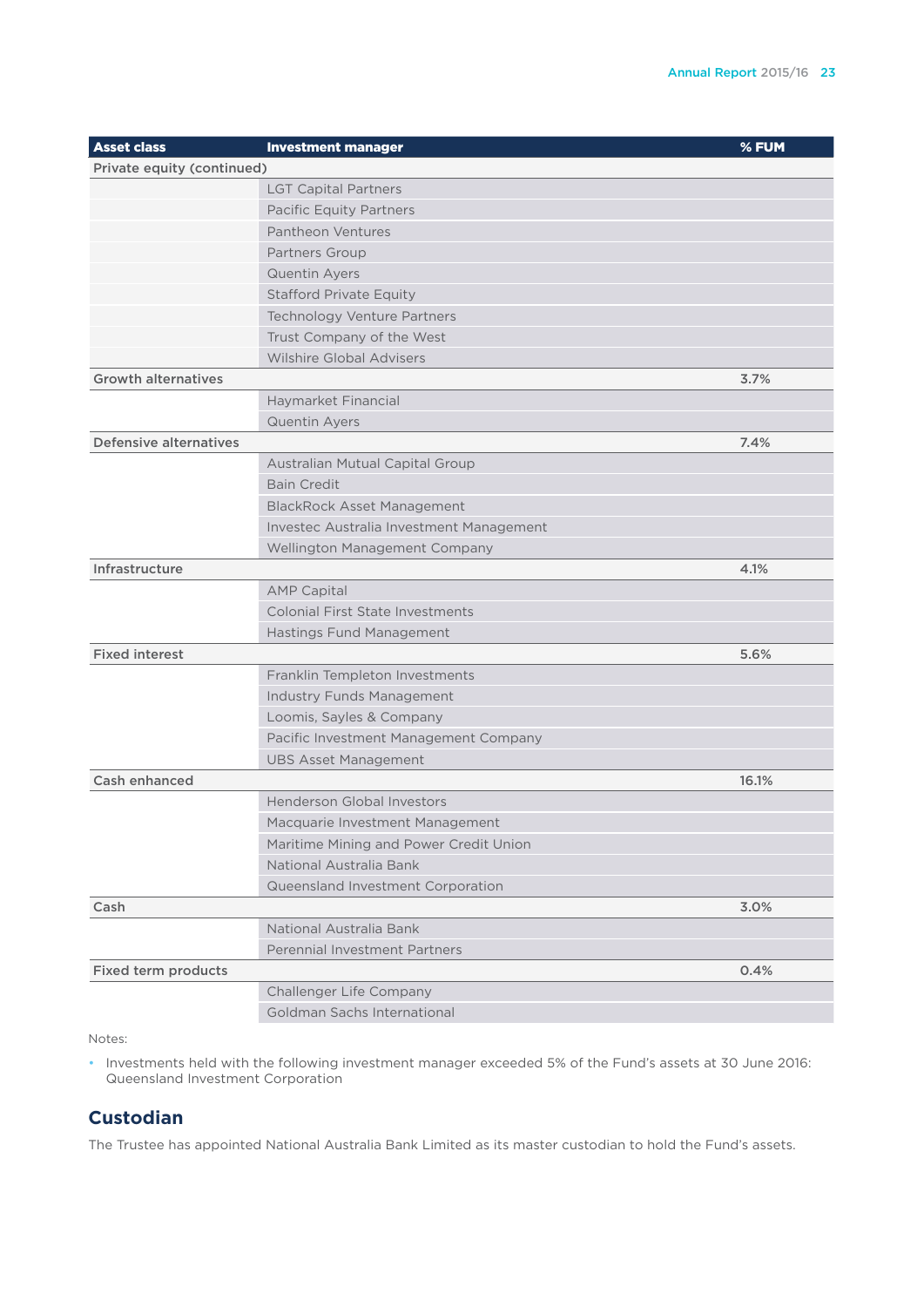| Asset class | Investment manager | % FUM |
|---|---|---|
| Private equity (continued) | | |
| | LGT Capital Partners | |
| | Pacific Equity Partners | |
| | Pantheon Ventures | |
| | Partners Group | |
| | Quentin Ayers | |
| | Stafford Private Equity | |
| | Technology Venture Partners | |
| | Trust Company of the West | |
| | Wilshire Global Advisers | |
| Growth alternatives | | 3.7% |
| | Haymarket Financial | |
| | Quentin Ayers | |
| Defensive alternatives | | 7.4% |
| | Australian Mutual Capital Group | |
| | Bain Credit | |
| | BlackRock Asset Management | |
| | Investec Australia Investment Management | |
| | Wellington Management Company | |
| Infrastructure | | 4.1% |
| | AMP Capital | |
| | Colonial First State Investments | |
| | Hastings Fund Management | |
| Fixed interest | | 5.6% |
| | Franklin Templeton Investments | |
| | Industry Funds Management | |
| | Loomis, Sayles & Company | |
| | Pacific Investment Management Company | |
| | UBS Asset Management | |
| Cash enhanced | | 16.1% |
| | Henderson Global Investors | |
| | Macquarie Investment Management | |
| | Maritime Mining and Power Credit Union | |
| | National Australia Bank | |
| | Queensland Investment Corporation | |
| Cash | | 3.0% |
| | National Australia Bank | |
| | Perennial Investment Partners | |
| Fixed term products | | 0.4% |
| | Challenger Life Company | |
| | Goldman Sachs International | |

Notes:

- Investments held with the following investment manager exceeded 5% of the Fund's assets at 30 June 2016: Queensland Investment Corporation

## Custodian

The Trustee has appointed National Australia Bank Limited as its master custodian to hold the Fund's assets.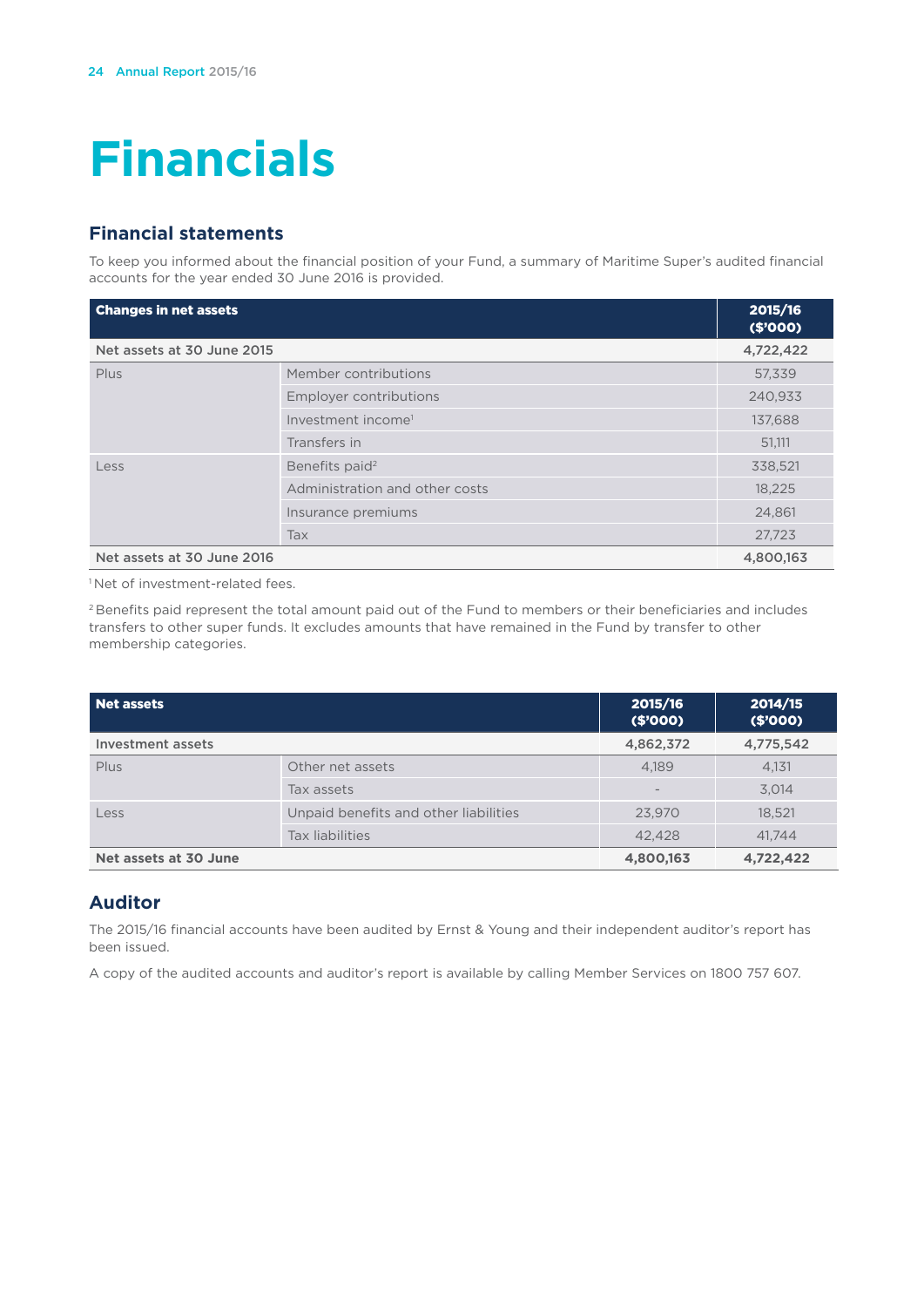# Financials

## Financial statements

To keep you informed about the financial position of your Fund, a summary of Maritime Super's audited financial accounts for the year ended 30 June 2016 is provided.

| Changes in net assets | | 2015/16 ($'000) |
|---|---|---|
| Net assets at 30 June 2015 | | 4,722,422 |
| Plus | Member contributions | 57,339 |
| | Employer contributions | 240,933 |
| | Investment income[1] | 137,688 |
| | Transfers in | 51,111 |
| Less | Benefits paid[2] | 338,521 |
| | Administration and other costs | 18,225 |
| | Insurance premiums | 24,861 |
| | Tax | 27,723 |
| Net assets at 30 June 2016 | | 4,800,163 |

[1] Net of investment-related fees.

[2] Benefits paid represent the total amount paid out of the Fund to members or their beneficiaries and includes transfers to other super funds. It excludes amounts that have remained in the Fund by transfer to other membership categories.

| Net assets | | 2015/16 ($'000) | 2014/15 ($'000) |
|---|---|---|---|
| Investment assets | | 4,862,372 | 4,775,542 |
| Plus | Other net assets | 4,189 | 4,131 |
| | Tax assets | - | 3,014 |
| Less | Unpaid benefits and other liabilities | 23,970 | 18,521 |
| | Tax liabilities | 42,428 | 41,744 |
| **Net assets at 30 June** | | **4,800,163** | **4,722,422** |

## Auditor

The 2015/16 financial accounts have been audited by Ernst & Young and their independent auditor's report has been issued.

A copy of the audited accounts and auditor's report is available by calling Member Services on 1800 757 607.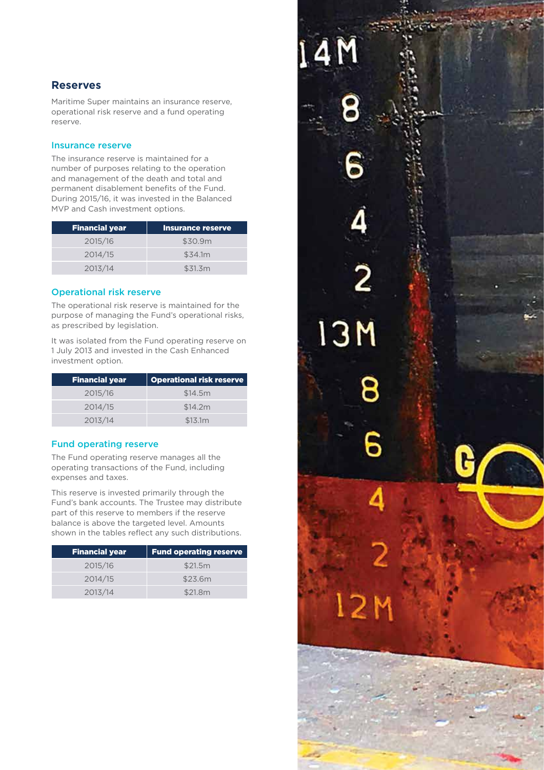## Reserves

Maritime Super maintains an insurance reserve, operational risk reserve and a fund operating reserve.

### Insurance reserve

The insurance reserve is maintained for a number of purposes relating to the operation and management of the death and total and permanent disablement benefits of the Fund. During 2015/16, it was invested in the Balanced MVP and Cash investment options.

| Financial year | Insurance reserve |
| --- | --- |
| 2015/16 | $30.9m |
| 2014/15 | $34.1m |
| 2013/14 | $31.3m |

### Operational risk reserve

The operational risk reserve is maintained for the purpose of managing the Fund's operational risks, as prescribed by legislation.

It was isolated from the Fund operating reserve on 1 July 2013 and invested in the Cash Enhanced investment option.

| Financial year | Operational risk reserve |
| --- | --- |
| 2015/16 | $14.5m |
| 2014/15 | $14.2m |
| 2013/14 | $13.1m |

### Fund operating reserve

The Fund operating reserve manages all the operating transactions of the Fund, including expenses and taxes.

This reserve is invested primarily through the Fund's bank accounts. The Trustee may distribute part of this reserve to members if the reserve balance is above the targeted level. Amounts shown in the tables reflect any such distributions.

| Financial year | Fund operating reserve |
| --- | --- |
| 2015/16 | $21.5m |
| 2014/15 | $23.6m |
| 2013/14 | $21.8m |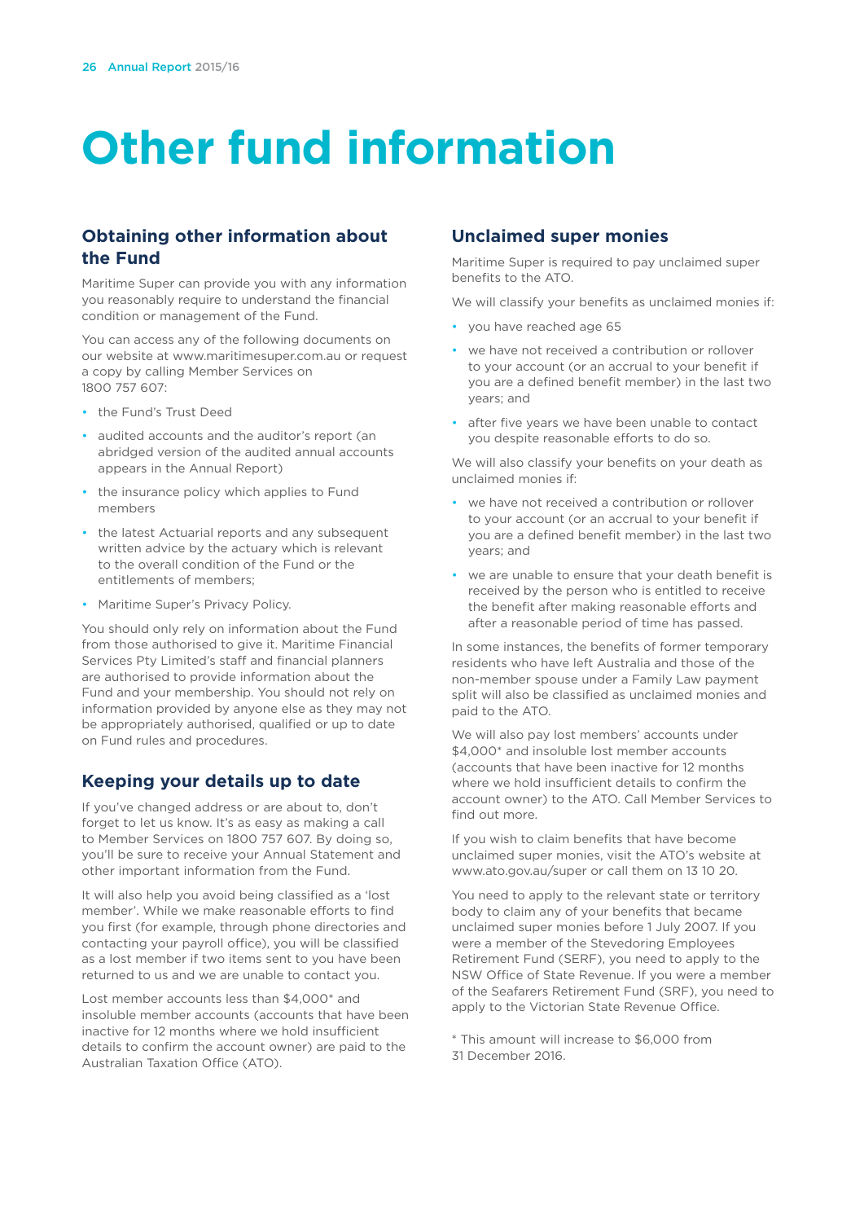# Other fund information

## Obtaining other information about the Fund

Maritime Super can provide you with any information you reasonably require to understand the financial condition or management of the Fund.

You can access any of the following documents on our website at www.maritimesuper.com.au or request a copy by calling Member Services on 1800 757 607:

- the Fund's Trust Deed
- audited accounts and the auditor's report (an abridged version of the audited annual accounts appears in the Annual Report)
- the insurance policy which applies to Fund members
- the latest Actuarial reports and any subsequent written advice by the actuary which is relevant to the overall condition of the Fund or the entitlements of members;
- Maritime Super's Privacy Policy.

You should only rely on information about the Fund from those authorised to give it. Maritime Financial Services Pty Limited's staff and financial planners are authorised to provide information about the Fund and your membership. You should not rely on information provided by anyone else as they may not be appropriately authorised, qualified or up to date on Fund rules and procedures.

## Keeping your details up to date

If you've changed address or are about to, don't forget to let us know. It's as easy as making a call to Member Services on 1800 757 607. By doing so, you'll be sure to receive your Annual Statement and other important information from the Fund.

It will also help you avoid being classified as a 'lost member'. While we make reasonable efforts to find you first (for example, through phone directories and contacting your payroll office), you will be classified as a lost member if two items sent to you have been returned to us and we are unable to contact you.

Lost member accounts less than $4,000* and insoluble member accounts (accounts that have been inactive for 12 months where we hold insufficient details to confirm the account owner) are paid to the Australian Taxation Office (ATO).

## Unclaimed super monies

Maritime Super is required to pay unclaimed super benefits to the ATO.

We will classify your benefits as unclaimed monies if:

- you have reached age 65
- we have not received a contribution or rollover to your account (or an accrual to your benefit if you are a defined benefit member) in the last two years; and
- after five years we have been unable to contact you despite reasonable efforts to do so.

We will also classify your benefits on your death as unclaimed monies if:

- we have not received a contribution or rollover to your account (or an accrual to your benefit if you are a defined benefit member) in the last two years; and
- we are unable to ensure that your death benefit is received by the person who is entitled to receive the benefit after making reasonable efforts and after a reasonable period of time has passed.

In some instances, the benefits of former temporary residents who have left Australia and those of the non-member spouse under a Family Law payment split will also be classified as unclaimed monies and paid to the ATO.

We will also pay lost members' accounts under $4,000* and insoluble lost member accounts (accounts that have been inactive for 12 months where we hold insufficient details to confirm the account owner) to the ATO. Call Member Services to find out more.

If you wish to claim benefits that have become unclaimed super monies, visit the ATO's website at www.ato.gov.au/super or call them on 13 10 20.

You need to apply to the relevant state or territory body to claim any of your benefits that became unclaimed super monies before 1 July 2007. If you were a member of the Stevedoring Employees Retirement Fund (SERF), you need to apply to the NSW Office of State Revenue. If you were a member of the Seafarers Retirement Fund (SRF), you need to apply to the Victorian State Revenue Office.

* This amount will increase to $6,000 from 31 December 2016.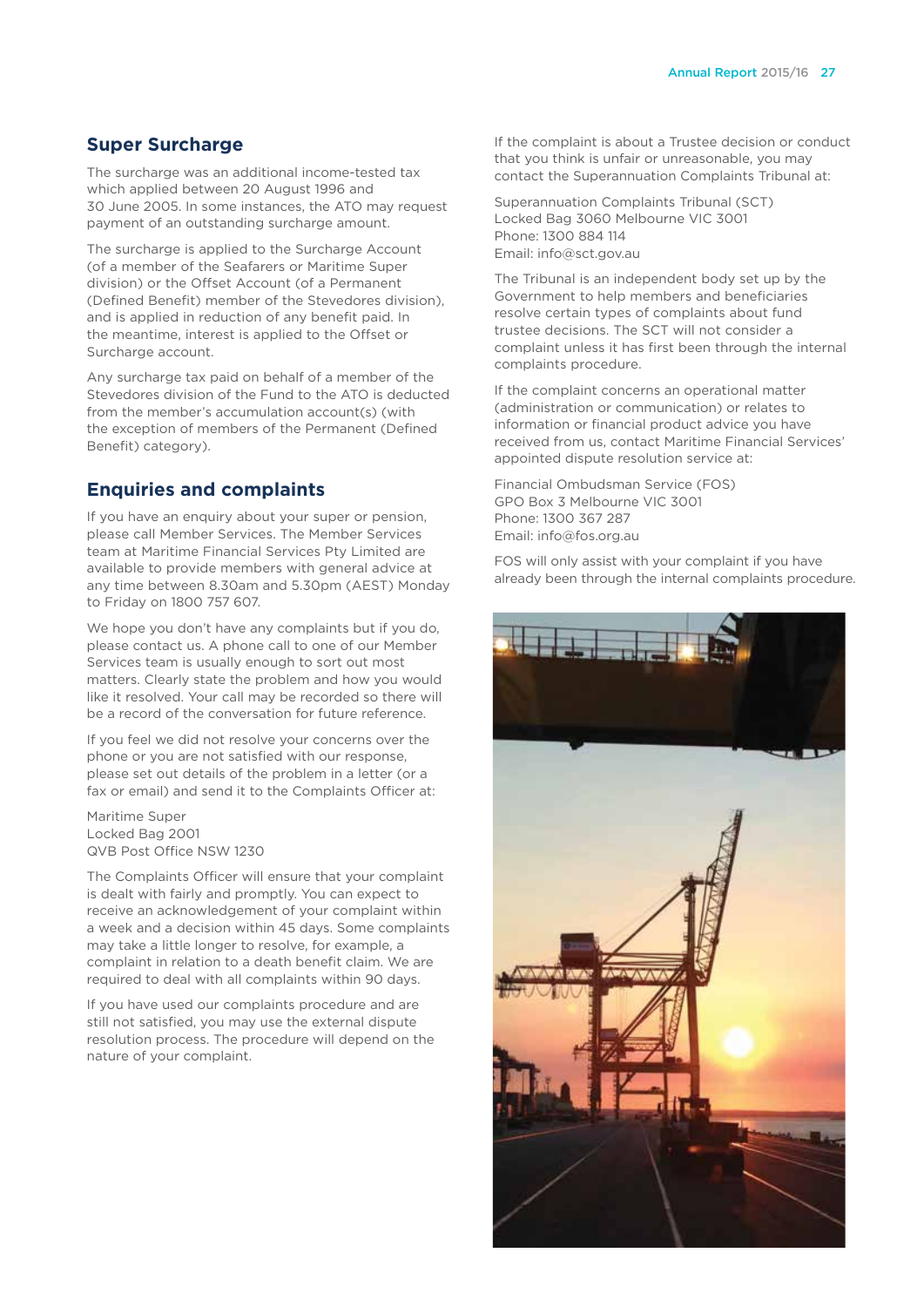## Super Surcharge

The surcharge was an additional income-tested tax which applied between 20 August 1996 and 30 June 2005. In some instances, the ATO may request payment of an outstanding surcharge amount.

The surcharge is applied to the Surcharge Account (of a member of the Seafarers or Maritime Super division) or the Offset Account (of a Permanent (Defined Benefit) member of the Stevedores division), and is applied in reduction of any benefit paid. In the meantime, interest is applied to the Offset or Surcharge account.

Any surcharge tax paid on behalf of a member of the Stevedores division of the Fund to the ATO is deducted from the member's accumulation account(s) (with the exception of members of the Permanent (Defined Benefit) category).

## Enquiries and complaints

If you have an enquiry about your super or pension, please call Member Services. The Member Services team at Maritime Financial Services Pty Limited are available to provide members with general advice at any time between 8.30am and 5.30pm (AEST) Monday to Friday on 1800 757 607.

We hope you don't have any complaints but if you do, please contact us. A phone call to one of our Member Services team is usually enough to sort out most matters. Clearly state the problem and how you would like it resolved. Your call may be recorded so there will be a record of the conversation for future reference.

If you feel we did not resolve your concerns over the phone or you are not satisfied with our response, please set out details of the problem in a letter (or a fax or email) and send it to the Complaints Officer at:

Maritime Super
Locked Bag 2001
QVB Post Office NSW 1230

The Complaints Officer will ensure that your complaint is dealt with fairly and promptly. You can expect to receive an acknowledgement of your complaint within a week and a decision within 45 days. Some complaints may take a little longer to resolve, for example, a complaint in relation to a death benefit claim. We are required to deal with all complaints within 90 days.

If you have used our complaints procedure and are still not satisfied, you may use the external dispute resolution process. The procedure will depend on the nature of your complaint.

If the complaint is about a Trustee decision or conduct that you think is unfair or unreasonable, you may contact the Superannuation Complaints Tribunal at:

Superannuation Complaints Tribunal (SCT)
Locked Bag 3060 Melbourne VIC 3001
Phone: 1300 884 114
Email: info@sct.gov.au

The Tribunal is an independent body set up by the Government to help members and beneficiaries resolve certain types of complaints about fund trustee decisions. The SCT will not consider a complaint unless it has first been through the internal complaints procedure.

If the complaint concerns an operational matter (administration or communication) or relates to information or financial product advice you have received from us, contact Maritime Financial Services' appointed dispute resolution service at:

Financial Ombudsman Service (FOS)
GPO Box 3 Melbourne VIC 3001
Phone: 1300 367 287
Email: info@fos.org.au

FOS will only assist with your complaint if you have already been through the internal complaints procedure.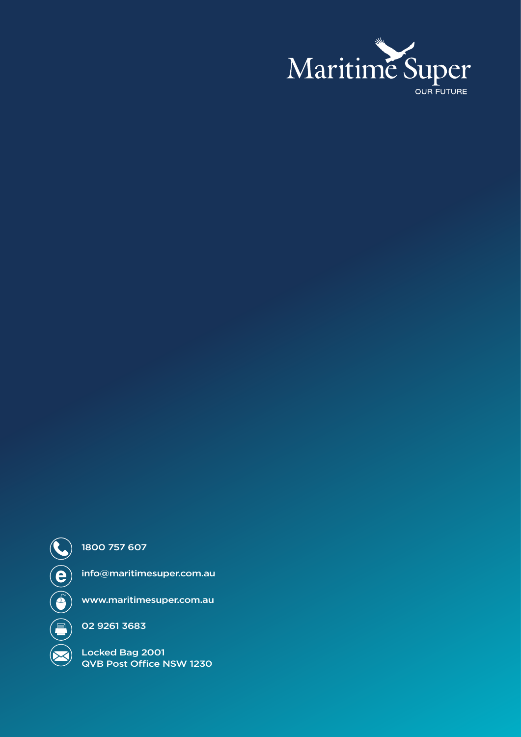Maritime Super

OUR FUTURE

1800 757 607

info@maritimesuper.com.au

www.maritimesuper.com.au

02 9261 3683

Locked Bag 2001
QVB Post Office NSW 1230